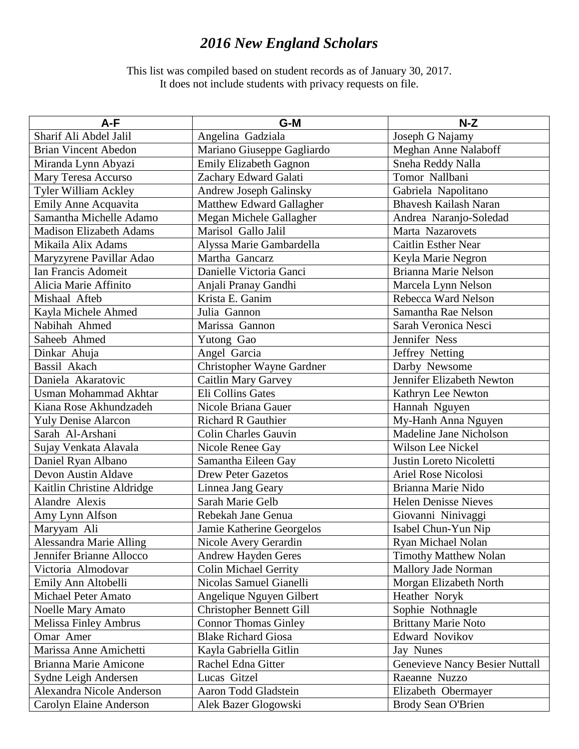# *2016 New England Scholars*

This list was compiled based on student records as of January 30, 2017.
It does not include students with privacy requests on file.

| A-F | G-M | N-Z |
|---|---|---|
| Sharif Ali Abdel Jalil | Angelina Gadziala | Joseph G Najamy |
| Brian Vincent Abedon | Mariano Giuseppe Gagliardo | Meghan Anne Nalaboff |
| Miranda Lynn Abyazi | Emily Elizabeth Gagnon | Sneha Reddy Nalla |
| Mary Teresa Accurso | Zachary Edward Galati | Tomor Nallbani |
| Tyler William Ackley | Andrew Joseph Galinsky | Gabriela Napolitano |
| Emily Anne Acquavita | Matthew Edward Gallagher | Bhavesh Kailash Naran |
| Samantha Michelle Adamo | Megan Michele Gallagher | Andrea Naranjo-Soledad |
| Madison Elizabeth Adams | Marisol Gallo Jalil | Marta Nazarovets |
| Mikaila Alix Adams | Alyssa Marie Gambardella | Caitlin Esther Near |
| Maryzyrene Pavillar Adao | Martha Gancarz | Keyla Marie Negron |
| Ian Francis Adomeit | Danielle Victoria Ganci | Brianna Marie Nelson |
| Alicia Marie Affinito | Anjali Pranay Gandhi | Marcela Lynn Nelson |
| Mishaal Afteb | Krista E. Ganim | Rebecca Ward Nelson |
| Kayla Michele Ahmed | Julia Gannon | Samantha Rae Nelson |
| Nabihah Ahmed | Marissa Gannon | Sarah Veronica Nesci |
| Saheeb Ahmed | Yutong Gao | Jennifer Ness |
| Dinkar Ahuja | Angel Garcia | Jeffrey Netting |
| Bassil Akach | Christopher Wayne Gardner | Darby Newsome |
| Daniela Akaratovic | Caitlin Mary Garvey | Jennifer Elizabeth Newton |
| Usman Mohammad Akhtar | Eli Collins Gates | Kathryn Lee Newton |
| Kiana Rose Akhundzadeh | Nicole Briana Gauer | Hannah Nguyen |
| Yuly Denise Alarcon | Richard R Gauthier | My-Hanh Anna Nguyen |
| Sarah Al-Arshani | Colin Charles Gauvin | Madeline Jane Nicholson |
| Sujay Venkata Alavala | Nicole Renee Gay | Wilson Lee Nickel |
| Daniel Ryan Albano | Samantha Eileen Gay | Justin Loreto Nicoletti |
| Devon Austin Aldave | Drew Peter Gazetos | Ariel Rose Nicolosi |
| Kaitlin Christine Aldridge | Linnea Jang Geary | Brianna Marie Nido |
| Alandre Alexis | Sarah Marie Gelb | Helen Denisse Nieves |
| Amy Lynn Alfson | Rebekah Jane Genua | Giovanni Ninivaggi |
| Maryyam Ali | Jamie Katherine Georgelos | Isabel Chun-Yun Nip |
| Alessandra Marie Alling | Nicole Avery Gerardin | Ryan Michael Nolan |
| Jennifer Brianne Allocco | Andrew Hayden Geres | Timothy Matthew Nolan |
| Victoria Almodovar | Colin Michael Gerrity | Mallory Jade Norman |
| Emily Ann Altobelli | Nicolas Samuel Gianelli | Morgan Elizabeth North |
| Michael Peter Amato | Angelique Nguyen Gilbert | Heather Noryk |
| Noelle Mary Amato | Christopher Bennett Gill | Sophie Nothnagle |
| Melissa Finley Ambrus | Connor Thomas Ginley | Brittany Marie Noto |
| Omar Amer | Blake Richard Giosa | Edward Novikov |
| Marissa Anne Amichetti | Kayla Gabriella Gitlin | Jay Nunes |
| Brianna Marie Amicone | Rachel Edna Gitter | Genevieve Nancy Besier Nuttall |
| Sydne Leigh Andersen | Lucas Gitzel | Raeanne Nuzzo |
| Alexandra Nicole Anderson | Aaron Todd Gladstein | Elizabeth Obermayer |
| Carolyn Elaine Anderson | Alek Bazer Glogowski | Brody Sean O'Brien |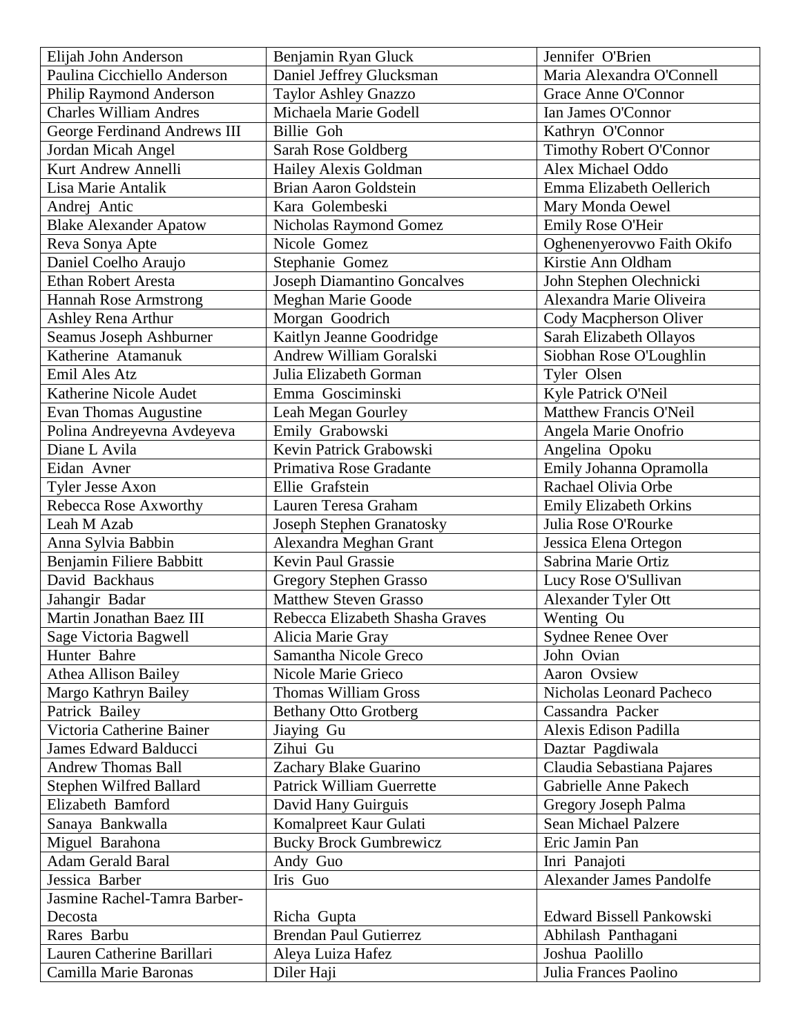| Elijah John Anderson | Benjamin Ryan Gluck | Jennifer O'Brien |
|---|---|---|
| Paulina Cicchiello Anderson | Daniel Jeffrey Glucksman | Maria Alexandra O'Connell |
| Philip Raymond Anderson | Taylor Ashley Gnazzo | Grace Anne O'Connor |
| Charles William Andres | Michaela Marie Godell | Ian James O'Connor |
| George Ferdinand Andrews III | Billie Goh | Kathryn O'Connor |
| Jordan Micah Angel | Sarah Rose Goldberg | Timothy Robert O'Connor |
| Kurt Andrew Annelli | Hailey Alexis Goldman | Alex Michael Oddo |
| Lisa Marie Antalik | Brian Aaron Goldstein | Emma Elizabeth Oellerich |
| Andrej Antic | Kara Golembeski | Mary Monda Oewel |
| Blake Alexander Apatow | Nicholas Raymond Gomez | Emily Rose O'Heir |
| Reva Sonya Apte | Nicole Gomez | Oghenenyerovwo Faith Okifo |
| Daniel Coelho Araujo | Stephanie Gomez | Kirstie Ann Oldham |
| Ethan Robert Aresta | Joseph Diamantino Goncalves | John Stephen Olechnicki |
| Hannah Rose Armstrong | Meghan Marie Goode | Alexandra Marie Oliveira |
| Ashley Rena Arthur | Morgan Goodrich | Cody Macpherson Oliver |
| Seamus Joseph Ashburner | Kaitlyn Jeanne Goodridge | Sarah Elizabeth Ollayos |
| Katherine Atamanuk | Andrew William Goralski | Siobhan Rose O'Loughlin |
| Emil Ales Atz | Julia Elizabeth Gorman | Tyler Olsen |
| Katherine Nicole Audet | Emma Gosciminski | Kyle Patrick O'Neil |
| Evan Thomas Augustine | Leah Megan Gourley | Matthew Francis O'Neil |
| Polina Andreyevna Avdeyeva | Emily Grabowski | Angela Marie Onofrio |
| Diane L Avila | Kevin Patrick Grabowski | Angelina Opoku |
| Eidan Avner | Primativa Rose Gradante | Emily Johanna Opramolla |
| Tyler Jesse Axon | Ellie Grafstein | Rachael Olivia Orbe |
| Rebecca Rose Axworthy | Lauren Teresa Graham | Emily Elizabeth Orkins |
| Leah M Azab | Joseph Stephen Granatosky | Julia Rose O'Rourke |
| Anna Sylvia Babbin | Alexandra Meghan Grant | Jessica Elena Ortegon |
| Benjamin Filiere Babbitt | Kevin Paul Grassie | Sabrina Marie Ortiz |
| David Backhaus | Gregory Stephen Grasso | Lucy Rose O'Sullivan |
| Jahangir Badar | Matthew Steven Grasso | Alexander Tyler Ott |
| Martin Jonathan Baez III | Rebecca Elizabeth Shasha Graves | Wenting Ou |
| Sage Victoria Bagwell | Alicia Marie Gray | Sydnee Renee Over |
| Hunter Bahre | Samantha Nicole Greco | John Ovian |
| Athea Allison Bailey | Nicole Marie Grieco | Aaron Ovsiew |
| Margo Kathryn Bailey | Thomas William Gross | Nicholas Leonard Pacheco |
| Patrick Bailey | Bethany Otto Grotberg | Cassandra Packer |
| Victoria Catherine Bainer | Jiaying Gu | Alexis Edison Padilla |
| James Edward Balducci | Zihui Gu | Daztar Pagdiwala |
| Andrew Thomas Ball | Zachary Blake Guarino | Claudia Sebastiana Pajares |
| Stephen Wilfred Ballard | Patrick William Guerrette | Gabrielle Anne Pakech |
| Elizabeth Bamford | David Hany Guirguis | Gregory Joseph Palma |
| Sanaya Bankwalla | Komalpreet Kaur Gulati | Sean Michael Palzere |
| Miguel Barahona | Bucky Brock Gumbrewicz | Eric Jamin Pan |
| Adam Gerald Baral | Andy Guo | Inri Panajoti |
| Jessica Barber | Iris Guo | Alexander James Pandolfe |
| Jasmine Rachel-Tamra Barber-Decosta | Richa Gupta | Edward Bissell Pankowski |
| Rares Barbu | Brendan Paul Gutierrez | Abhilash Panthagani |
| Lauren Catherine Barillari | Aleya Luiza Hafez | Joshua Paolillo |
| Camilla Marie Baronas | Diler Haji | Julia Frances Paolino |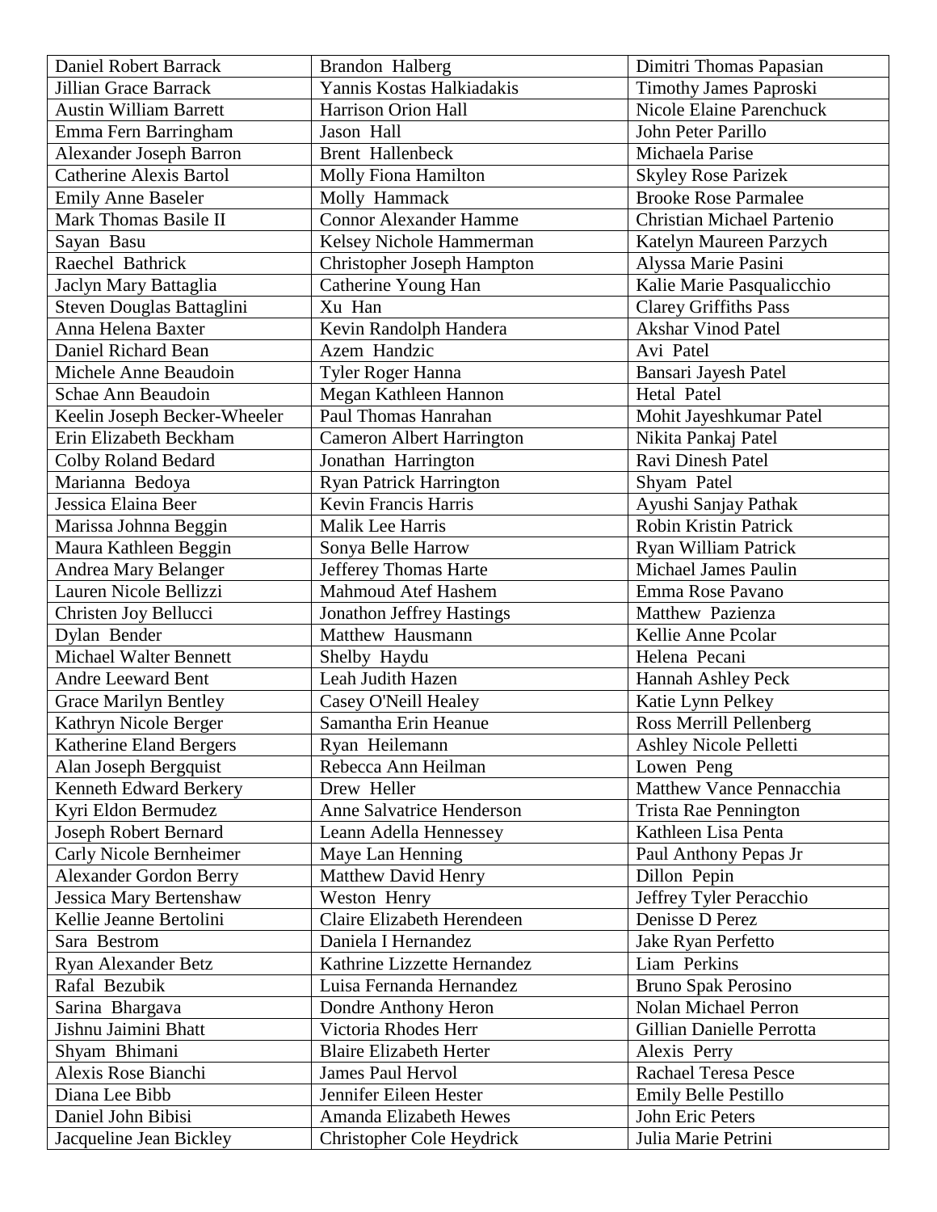| Daniel Robert Barrack | Brandon Halberg | Dimitri Thomas Papasian |
|---|---|---|
| Jillian Grace Barrack | Yannis Kostas Halkiadakis | Timothy James Paproski |
| Austin William Barrett | Harrison Orion Hall | Nicole Elaine Parenchuck |
| Emma Fern Barringham | Jason Hall | John Peter Parillo |
| Alexander Joseph Barron | Brent Hallenbeck | Michaela Parise |
| Catherine Alexis Bartol | Molly Fiona Hamilton | Skyley Rose Parizek |
| Emily Anne Baseler | Molly Hammack | Brooke Rose Parmalee |
| Mark Thomas Basile II | Connor Alexander Hamme | Christian Michael Partenio |
| Sayan Basu | Kelsey Nichole Hammerman | Katelyn Maureen Parzych |
| Raechel Bathrick | Christopher Joseph Hampton | Alyssa Marie Pasini |
| Jaclyn Mary Battaglia | Catherine Young Han | Kalie Marie Pasqualicchio |
| Steven Douglas Battaglini | Xu Han | Clarey Griffiths Pass |
| Anna Helena Baxter | Kevin Randolph Handera | Akshar Vinod Patel |
| Daniel Richard Bean | Azem Handzic | Avi Patel |
| Michele Anne Beaudoin | Tyler Roger Hanna | Bansari Jayesh Patel |
| Schae Ann Beaudoin | Megan Kathleen Hannon | Hetal Patel |
| Keelin Joseph Becker-Wheeler | Paul Thomas Hanrahan | Mohit Jayeshkumar Patel |
| Erin Elizabeth Beckham | Cameron Albert Harrington | Nikita Pankaj Patel |
| Colby Roland Bedard | Jonathan Harrington | Ravi Dinesh Patel |
| Marianna Bedoya | Ryan Patrick Harrington | Shyam Patel |
| Jessica Elaina Beer | Kevin Francis Harris | Ayushi Sanjay Pathak |
| Marissa Johnna Beggin | Malik Lee Harris | Robin Kristin Patrick |
| Maura Kathleen Beggin | Sonya Belle Harrow | Ryan William Patrick |
| Andrea Mary Belanger | Jefferey Thomas Harte | Michael James Paulin |
| Lauren Nicole Bellizzi | Mahmoud Atef Hashem | Emma Rose Pavano |
| Christen Joy Bellucci | Jonathon Jeffrey Hastings | Matthew Pazienza |
| Dylan Bender | Matthew Hausmann | Kellie Anne Pcolar |
| Michael Walter Bennett | Shelby Haydu | Helena Pecani |
| Andre Leeward Bent | Leah Judith Hazen | Hannah Ashley Peck |
| Grace Marilyn Bentley | Casey O'Neill Healey | Katie Lynn Pelkey |
| Kathryn Nicole Berger | Samantha Erin Heanue | Ross Merrill Pellenberg |
| Katherine Eland Bergers | Ryan Heilemann | Ashley Nicole Pelletti |
| Alan Joseph Bergquist | Rebecca Ann Heilman | Lowen Peng |
| Kenneth Edward Berkery | Drew Heller | Matthew Vance Pennacchia |
| Kyri Eldon Bermudez | Anne Salvatrice Henderson | Trista Rae Pennington |
| Joseph Robert Bernard | Leann Adella Hennessey | Kathleen Lisa Penta |
| Carly Nicole Bernheimer | Maye Lan Henning | Paul Anthony Pepas Jr |
| Alexander Gordon Berry | Matthew David Henry | Dillon Pepin |
| Jessica Mary Bertenshaw | Weston Henry | Jeffrey Tyler Peracchio |
| Kellie Jeanne Bertolini | Claire Elizabeth Herendeen | Denisse D Perez |
| Sara Bestrom | Daniela I Hernandez | Jake Ryan Perfetto |
| Ryan Alexander Betz | Kathrine Lizzette Hernandez | Liam Perkins |
| Rafal Bezubik | Luisa Fernanda Hernandez | Bruno Spak Perosino |
| Sarina Bhargava | Dondre Anthony Heron | Nolan Michael Perron |
| Jishnu Jaimini Bhatt | Victoria Rhodes Herr | Gillian Danielle Perrotta |
| Shyam Bhimani | Blaire Elizabeth Herter | Alexis Perry |
| Alexis Rose Bianchi | James Paul Hervol | Rachael Teresa Pesce |
| Diana Lee Bibb | Jennifer Eileen Hester | Emily Belle Pestillo |
| Daniel John Bibisi | Amanda Elizabeth Hewes | John Eric Peters |
| Jacqueline Jean Bickley | Christopher Cole Heydrick | Julia Marie Petrini |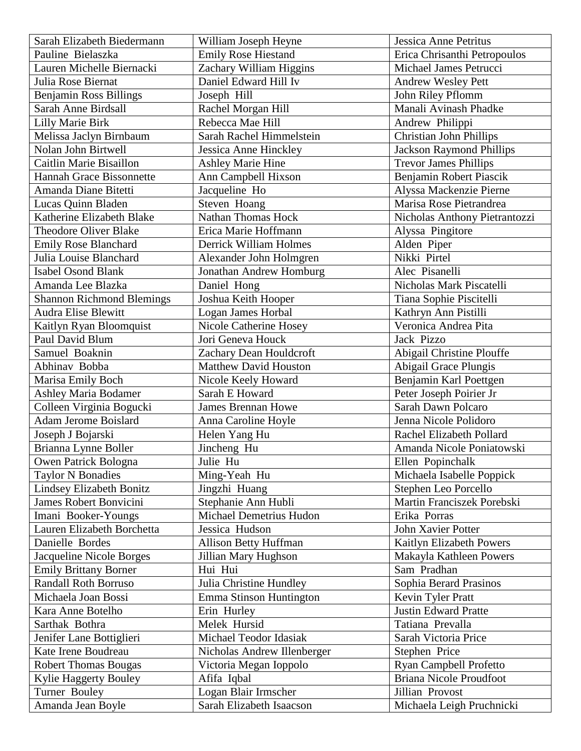| Sarah Elizabeth Biedermann | William Joseph Heyne | Jessica Anne Petritus |
|---|---|---|
| Pauline Bielaszka | Emily Rose Hiestand | Erica Chrisanthi Petropoulos |
| Lauren Michelle Biernacki | Zachary William Higgins | Michael James Petrucci |
| Julia Rose Biernat | Daniel Edward Hill Iv | Andrew Wesley Pett |
| Benjamin Ross Billings | Joseph Hill | John Riley Pflomm |
| Sarah Anne Birdsall | Rachel Morgan Hill | Manali Avinash Phadke |
| Lilly Marie Birk | Rebecca Mae Hill | Andrew Philippi |
| Melissa Jaclyn Birnbaum | Sarah Rachel Himmelstein | Christian John Phillips |
| Nolan John Birtwell | Jessica Anne Hinckley | Jackson Raymond Phillips |
| Caitlin Marie Bisaillon | Ashley Marie Hine | Trevor James Phillips |
| Hannah Grace Bissonnette | Ann Campbell Hixson | Benjamin Robert Piascik |
| Amanda Diane Bitetti | Jacqueline Ho | Alyssa Mackenzie Pierne |
| Lucas Quinn Bladen | Steven Hoang | Marisa Rose Pietrandrea |
| Katherine Elizabeth Blake | Nathan Thomas Hock | Nicholas Anthony Pietrantozzi |
| Theodore Oliver Blake | Erica Marie Hoffmann | Alyssa Pingitore |
| Emily Rose Blanchard | Derrick William Holmes | Alden Piper |
| Julia Louise Blanchard | Alexander John Holmgren | Nikki Pirtel |
| Isabel Osond Blank | Jonathan Andrew Homburg | Alec Pisanelli |
| Amanda Lee Blazka | Daniel Hong | Nicholas Mark Piscatelli |
| Shannon Richmond Blemings | Joshua Keith Hooper | Tiana Sophie Piscitelli |
| Audra Elise Blewitt | Logan James Horbal | Kathryn Ann Pistilli |
| Kaitlyn Ryan Bloomquist | Nicole Catherine Hosey | Veronica Andrea Pita |
| Paul David Blum | Jori Geneva Houck | Jack Pizzo |
| Samuel Boaknin | Zachary Dean Houldcroft | Abigail Christine Plouffe |
| Abhinav Bobba | Matthew David Houston | Abigail Grace Plungis |
| Marisa Emily Boch | Nicole Keely Howard | Benjamin Karl Poettgen |
| Ashley Maria Bodamer | Sarah E Howard | Peter Joseph Poirier Jr |
| Colleen Virginia Bogucki | James Brennan Howe | Sarah Dawn Polcaro |
| Adam Jerome Boislard | Anna Caroline Hoyle | Jenna Nicole Polidoro |
| Joseph J Bojarski | Helen Yang Hu | Rachel Elizabeth Pollard |
| Brianna Lynne Boller | Jincheng Hu | Amanda Nicole Poniatowski |
| Owen Patrick Bologna | Julie Hu | Ellen Popinchalk |
| Taylor N Bonadies | Ming-Yeah Hu | Michaela Isabelle Poppick |
| Lindsey Elizabeth Bonitz | Jingzhi Huang | Stephen Leo Porcello |
| James Robert Bonvicini | Stephanie Ann Hubli | Martin Franciszek Porebski |
| Imani Booker-Youngs | Michael Demetrius Hudon | Erika Porras |
| Lauren Elizabeth Borchetta | Jessica Hudson | John Xavier Potter |
| Danielle Bordes | Allison Betty Huffman | Kaitlyn Elizabeth Powers |
| Jacqueline Nicole Borges | Jillian Mary Hughson | Makayla Kathleen Powers |
| Emily Brittany Borner | Hui Hui | Sam Pradhan |
| Randall Roth Borruso | Julia Christine Hundley | Sophia Berard Prasinos |
| Michaela Joan Bossi | Emma Stinson Huntington | Kevin Tyler Pratt |
| Kara Anne Botelho | Erin Hurley | Justin Edward Pratte |
| Sarthak Bothra | Melek Hursid | Tatiana Prevalla |
| Jenifer Lane Bottiglieri | Michael Teodor Idasiak | Sarah Victoria Price |
| Kate Irene Boudreau | Nicholas Andrew Illenberger | Stephen Price |
| Robert Thomas Bougas | Victoria Megan Ioppolo | Ryan Campbell Profetto |
| Kylie Haggerty Bouley | Afifa Iqbal | Briana Nicole Proudfoot |
| Turner Bouley | Logan Blair Irmscher | Jillian Provost |
| Amanda Jean Boyle | Sarah Elizabeth Isaacson | Michaela Leigh Pruchnicki |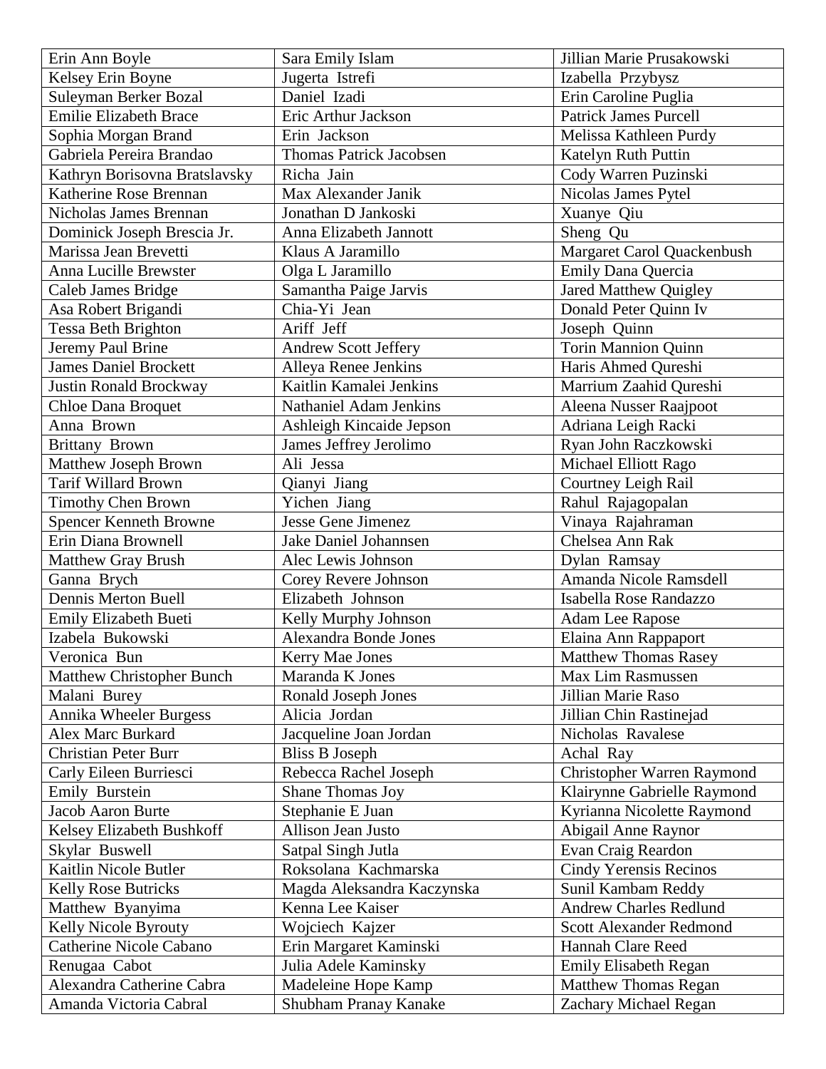| Erin Ann Boyle | Sara Emily Islam | Jillian Marie Prusakowski |
|---|---|---|
| Kelsey Erin Boyne | Jugerta Istrefi | Izabella Przybysz |
| Suleyman Berker Bozal | Daniel Izadi | Erin Caroline Puglia |
| Emilie Elizabeth Brace | Eric Arthur Jackson | Patrick James Purcell |
| Sophia Morgan Brand | Erin Jackson | Melissa Kathleen Purdy |
| Gabriela Pereira Brandao | Thomas Patrick Jacobsen | Katelyn Ruth Puttin |
| Kathryn Borisovna Bratslavsky | Richa Jain | Cody Warren Puzinski |
| Katherine Rose Brennan | Max Alexander Janik | Nicolas James Pytel |
| Nicholas James Brennan | Jonathan D Jankoski | Xuanye Qiu |
| Dominick Joseph Brescia Jr. | Anna Elizabeth Jannott | Sheng Qu |
| Marissa Jean Brevetti | Klaus A Jaramillo | Margaret Carol Quackenbush |
| Anna Lucille Brewster | Olga L Jaramillo | Emily Dana Quercia |
| Caleb James Bridge | Samantha Paige Jarvis | Jared Matthew Quigley |
| Asa Robert Brigandi | Chia-Yi Jean | Donald Peter Quinn Iv |
| Tessa Beth Brighton | Ariff Jeff | Joseph Quinn |
| Jeremy Paul Brine | Andrew Scott Jeffery | Torin Mannion Quinn |
| James Daniel Brockett | Alleya Renee Jenkins | Haris Ahmed Qureshi |
| Justin Ronald Brockway | Kaitlin Kamalei Jenkins | Marrium Zaahid Qureshi |
| Chloe Dana Broquet | Nathaniel Adam Jenkins | Aleena Nusser Raajpoot |
| Anna Brown | Ashleigh Kincaide Jepson | Adriana Leigh Racki |
| Brittany Brown | James Jeffrey Jerolimo | Ryan John Raczkowski |
| Matthew Joseph Brown | Ali Jessa | Michael Elliott Rago |
| Tarif Willard Brown | Qianyi Jiang | Courtney Leigh Rail |
| Timothy Chen Brown | Yichen Jiang | Rahul Rajagopalan |
| Spencer Kenneth Browne | Jesse Gene Jimenez | Vinaya Rajahraman |
| Erin Diana Brownell | Jake Daniel Johannsen | Chelsea Ann Rak |
| Matthew Gray Brush | Alec Lewis Johnson | Dylan Ramsay |
| Ganna Brych | Corey Revere Johnson | Amanda Nicole Ramsdell |
| Dennis Merton Buell | Elizabeth Johnson | Isabella Rose Randazzo |
| Emily Elizabeth Bueti | Kelly Murphy Johnson | Adam Lee Rapose |
| Izabela Bukowski | Alexandra Bonde Jones | Elaina Ann Rappaport |
| Veronica Bun | Kerry Mae Jones | Matthew Thomas Rasey |
| Matthew Christopher Bunch | Maranda K Jones | Max Lim Rasmussen |
| Malani Burey | Ronald Joseph Jones | Jillian Marie Raso |
| Annika Wheeler Burgess | Alicia Jordan | Jillian Chin Rastinejad |
| Alex Marc Burkard | Jacqueline Joan Jordan | Nicholas Ravalese |
| Christian Peter Burr | Bliss B Joseph | Achal Ray |
| Carly Eileen Burriesci | Rebecca Rachel Joseph | Christopher Warren Raymond |
| Emily Burstein | Shane Thomas Joy | Klairynne Gabrielle Raymond |
| Jacob Aaron Burte | Stephanie E Juan | Kyrianna Nicolette Raymond |
| Kelsey Elizabeth Bushkoff | Allison Jean Justo | Abigail Anne Raynor |
| Skylar Buswell | Satpal Singh Jutla | Evan Craig Reardon |
| Kaitlin Nicole Butler | Roksolana Kachmarska | Cindy Yerensis Recinos |
| Kelly Rose Butricks | Magda Aleksandra Kaczynska | Sunil Kambam Reddy |
| Matthew Byanyima | Kenna Lee Kaiser | Andrew Charles Redlund |
| Kelly Nicole Byrouty | Wojciech Kajzer | Scott Alexander Redmond |
| Catherine Nicole Cabano | Erin Margaret Kaminski | Hannah Clare Reed |
| Renugaa Cabot | Julia Adele Kaminsky | Emily Elisabeth Regan |
| Alexandra Catherine Cabra | Madeleine Hope Kamp | Matthew Thomas Regan |
| Amanda Victoria Cabral | Shubham Pranay Kanake | Zachary Michael Regan |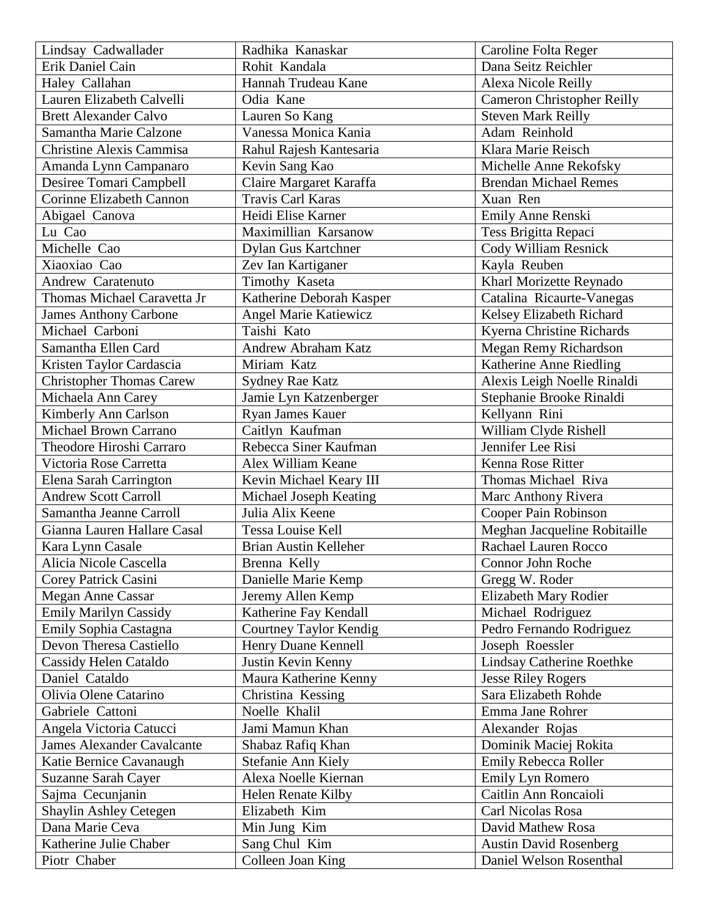| Lindsay Cadwallader | Radhika Kanaskar | Caroline Folta Reger |
|---|---|---|
| Erik Daniel Cain | Rohit Kandala | Dana Seitz Reichler |
| Haley Callahan | Hannah Trudeau Kane | Alexa Nicole Reilly |
| Lauren Elizabeth Calvelli | Odia Kane | Cameron Christopher Reilly |
| Brett Alexander Calvo | Lauren So Kang | Steven Mark Reilly |
| Samantha Marie Calzone | Vanessa Monica Kania | Adam Reinhold |
| Christine Alexis Cammisa | Rahul Rajesh Kantesaria | Klara Marie Reisch |
| Amanda Lynn Campanaro | Kevin Sang Kao | Michelle Anne Rekofsky |
| Desiree Tomari Campbell | Claire Margaret Karaffa | Brendan Michael Remes |
| Corinne Elizabeth Cannon | Travis Carl Karas | Xuan Ren |
| Abigael Canova | Heidi Elise Karner | Emily Anne Renski |
| Lu Cao | Maximillian Karsanow | Tess Brigitta Repaci |
| Michelle Cao | Dylan Gus Kartchner | Cody William Resnick |
| Xiaoxiao Cao | Zev Ian Kartiganer | Kayla Reuben |
| Andrew Caratenuto | Timothy Kaseta | Kharl Morizette Reynado |
| Thomas Michael Caravetta Jr | Katherine Deborah Kasper | Catalina Ricaurte-Vanegas |
| James Anthony Carbone | Angel Marie Katiewicz | Kelsey Elizabeth Richard |
| Michael Carboni | Taishi Kato | Kyerna Christine Richards |
| Samantha Ellen Card | Andrew Abraham Katz | Megan Remy Richardson |
| Kristen Taylor Cardascia | Miriam Katz | Katherine Anne Riedling |
| Christopher Thomas Carew | Sydney Rae Katz | Alexis Leigh Noelle Rinaldi |
| Michaela Ann Carey | Jamie Lyn Katzenberger | Stephanie Brooke Rinaldi |
| Kimberly Ann Carlson | Ryan James Kauer | Kellyann Rini |
| Michael Brown Carrano | Caitlyn Kaufman | William Clyde Rishell |
| Theodore Hiroshi Carraro | Rebecca Siner Kaufman | Jennifer Lee Risi |
| Victoria Rose Carretta | Alex William Keane | Kenna Rose Ritter |
| Elena Sarah Carrington | Kevin Michael Keary III | Thomas Michael Riva |
| Andrew Scott Carroll | Michael Joseph Keating | Marc Anthony Rivera |
| Samantha Jeanne Carroll | Julia Alix Keene | Cooper Pain Robinson |
| Gianna Lauren Hallare Casal | Tessa Louise Kell | Meghan Jacqueline Robitaille |
| Kara Lynn Casale | Brian Austin Kelleher | Rachael Lauren Rocco |
| Alicia Nicole Cascella | Brenna Kelly | Connor John Roche |
| Corey Patrick Casini | Danielle Marie Kemp | Gregg W. Roder |
| Megan Anne Cassar | Jeremy Allen Kemp | Elizabeth Mary Rodier |
| Emily Marilyn Cassidy | Katherine Fay Kendall | Michael Rodriguez |
| Emily Sophia Castagna | Courtney Taylor Kendig | Pedro Fernando Rodriguez |
| Devon Theresa Castiello | Henry Duane Kennell | Joseph Roessler |
| Cassidy Helen Cataldo | Justin Kevin Kenny | Lindsay Catherine Roethke |
| Daniel Cataldo | Maura Katherine Kenny | Jesse Riley Rogers |
| Olivia Olene Catarino | Christina Kessing | Sara Elizabeth Rohde |
| Gabriele Cattoni | Noelle Khalil | Emma Jane Rohrer |
| Angela Victoria Catucci | Jami Mamun Khan | Alexander Rojas |
| James Alexander Cavalcante | Shabaz Rafiq Khan | Dominik Maciej Rokita |
| Katie Bernice Cavanaugh | Stefanie Ann Kiely | Emily Rebecca Roller |
| Suzanne Sarah Cayer | Alexa Noelle Kiernan | Emily Lyn Romero |
| Sajma Cecunjanin | Helen Renate Kilby | Caitlin Ann Roncaioli |
| Shaylin Ashley Cetegen | Elizabeth Kim | Carl Nicolas Rosa |
| Dana Marie Ceva | Min Jung Kim | David Mathew Rosa |
| Katherine Julie Chaber | Sang Chul Kim | Austin David Rosenberg |
| Piotr Chaber | Colleen Joan King | Daniel Welson Rosenthal |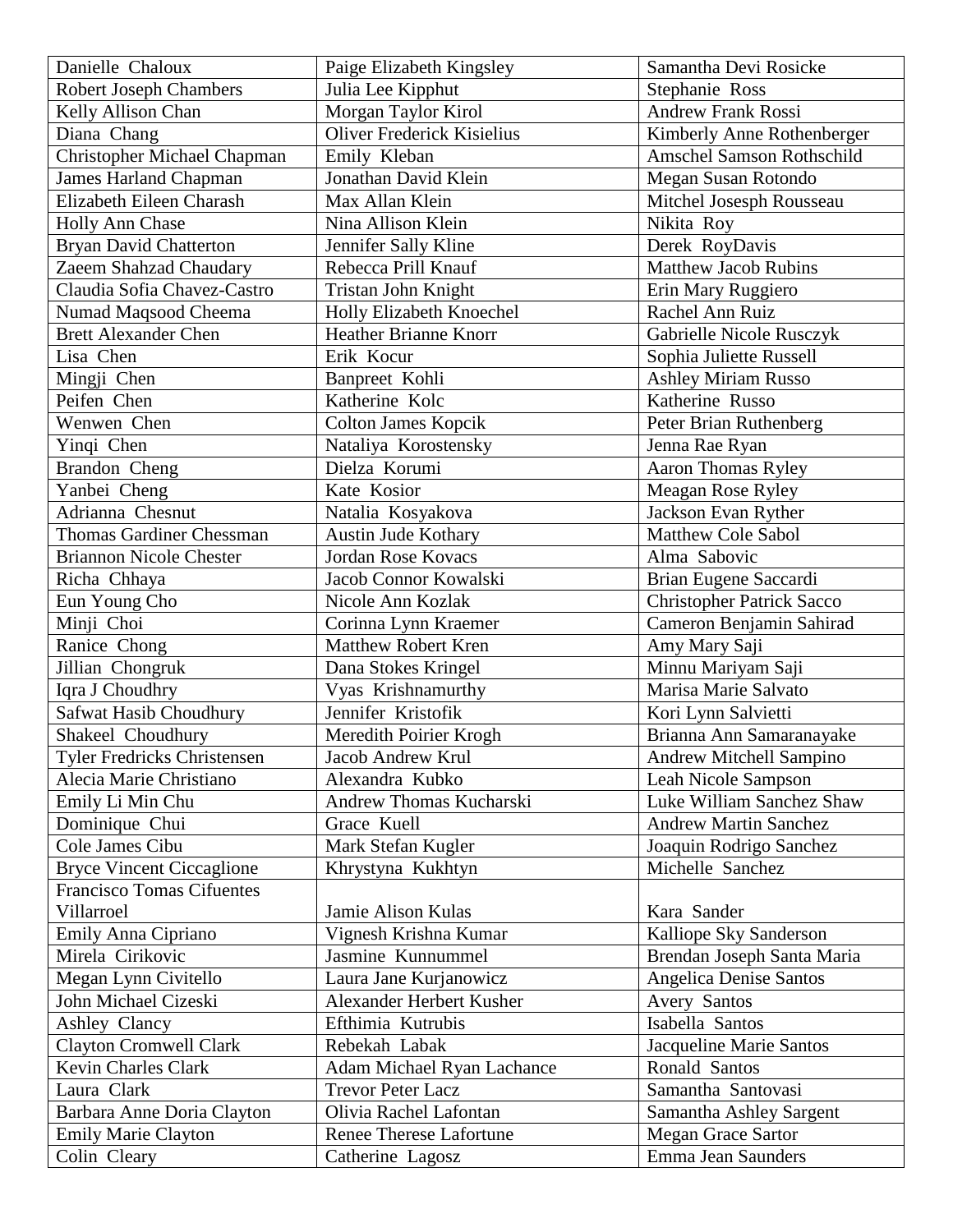| Danielle Chaloux | Paige Elizabeth Kingsley | Samantha Devi Rosicke |
|---|---|---|
| Robert Joseph Chambers | Julia Lee Kipphut | Stephanie Ross |
| Kelly Allison Chan | Morgan Taylor Kirol | Andrew Frank Rossi |
| Diana Chang | Oliver Frederick Kisielius | Kimberly Anne Rothenberger |
| Christopher Michael Chapman | Emily Kleban | Amschel Samson Rothschild |
| James Harland Chapman | Jonathan David Klein | Megan Susan Rotondo |
| Elizabeth Eileen Charash | Max Allan Klein | Mitchel Josesph Rousseau |
| Holly Ann Chase | Nina Allison Klein | Nikita Roy |
| Bryan David Chatterton | Jennifer Sally Kline | Derek RoyDavis |
| Zaeem Shahzad Chaudary | Rebecca Prill Knauf | Matthew Jacob Rubins |
| Claudia Sofia Chavez-Castro | Tristan John Knight | Erin Mary Ruggiero |
| Numad Maqsood Cheema | Holly Elizabeth Knoechel | Rachel Ann Ruiz |
| Brett Alexander Chen | Heather Brianne Knorr | Gabrielle Nicole Rusczyk |
| Lisa Chen | Erik Kocur | Sophia Juliette Russell |
| Mingji Chen | Banpreet Kohli | Ashley Miriam Russo |
| Peifen Chen | Katherine Kolc | Katherine Russo |
| Wenwen Chen | Colton James Kopcik | Peter Brian Ruthenberg |
| Yinqi Chen | Nataliya Korostensky | Jenna Rae Ryan |
| Brandon Cheng | Dielza Korumi | Aaron Thomas Ryley |
| Yanbei Cheng | Kate Kosior | Meagan Rose Ryley |
| Adrianna Chesnut | Natalia Kosyakova | Jackson Evan Ryther |
| Thomas Gardiner Chessman | Austin Jude Kothary | Matthew Cole Sabol |
| Briannon Nicole Chester | Jordan Rose Kovacs | Alma Sabovic |
| Richa Chhaya | Jacob Connor Kowalski | Brian Eugene Saccardi |
| Eun Young Cho | Nicole Ann Kozlak | Christopher Patrick Sacco |
| Minji Choi | Corinna Lynn Kraemer | Cameron Benjamin Sahirad |
| Ranice Chong | Matthew Robert Kren | Amy Mary Saji |
| Jillian Chongruk | Dana Stokes Kringel | Minnu Mariyam Saji |
| Iqra J Choudhry | Vyas Krishnamurthy | Marisa Marie Salvato |
| Safwat Hasib Choudhury | Jennifer Kristofik | Kori Lynn Salvietti |
| Shakeel Choudhury | Meredith Poirier Krogh | Brianna Ann Samaranayake |
| Tyler Fredricks Christensen | Jacob Andrew Krul | Andrew Mitchell Sampino |
| Alecia Marie Christiano | Alexandra Kubko | Leah Nicole Sampson |
| Emily Li Min Chu | Andrew Thomas Kucharski | Luke William Sanchez Shaw |
| Dominique Chui | Grace Kuell | Andrew Martin Sanchez |
| Cole James Cibu | Mark Stefan Kugler | Joaquin Rodrigo Sanchez |
| Bryce Vincent Ciccaglione | Khrystyna Kukhtyn | Michelle Sanchez |
| Francisco Tomas Cifuentes Villarroel | Jamie Alison Kulas | Kara Sander |
| Emily Anna Cipriano | Vignesh Krishna Kumar | Kalliope Sky Sanderson |
| Mirela Cirikovic | Jasmine Kunnummel | Brendan Joseph Santa Maria |
| Megan Lynn Civitello | Laura Jane Kurjanowicz | Angelica Denise Santos |
| John Michael Cizeski | Alexander Herbert Kusher | Avery Santos |
| Ashley Clancy | Efthimia Kutrubis | Isabella Santos |
| Clayton Cromwell Clark | Rebekah Labak | Jacqueline Marie Santos |
| Kevin Charles Clark | Adam Michael Ryan Lachance | Ronald Santos |
| Laura Clark | Trevor Peter Lacz | Samantha Santovasi |
| Barbara Anne Doria Clayton | Olivia Rachel Lafontan | Samantha Ashley Sargent |
| Emily Marie Clayton | Renee Therese Lafortune | Megan Grace Sartor |
| Colin Cleary | Catherine Lagosz | Emma Jean Saunders |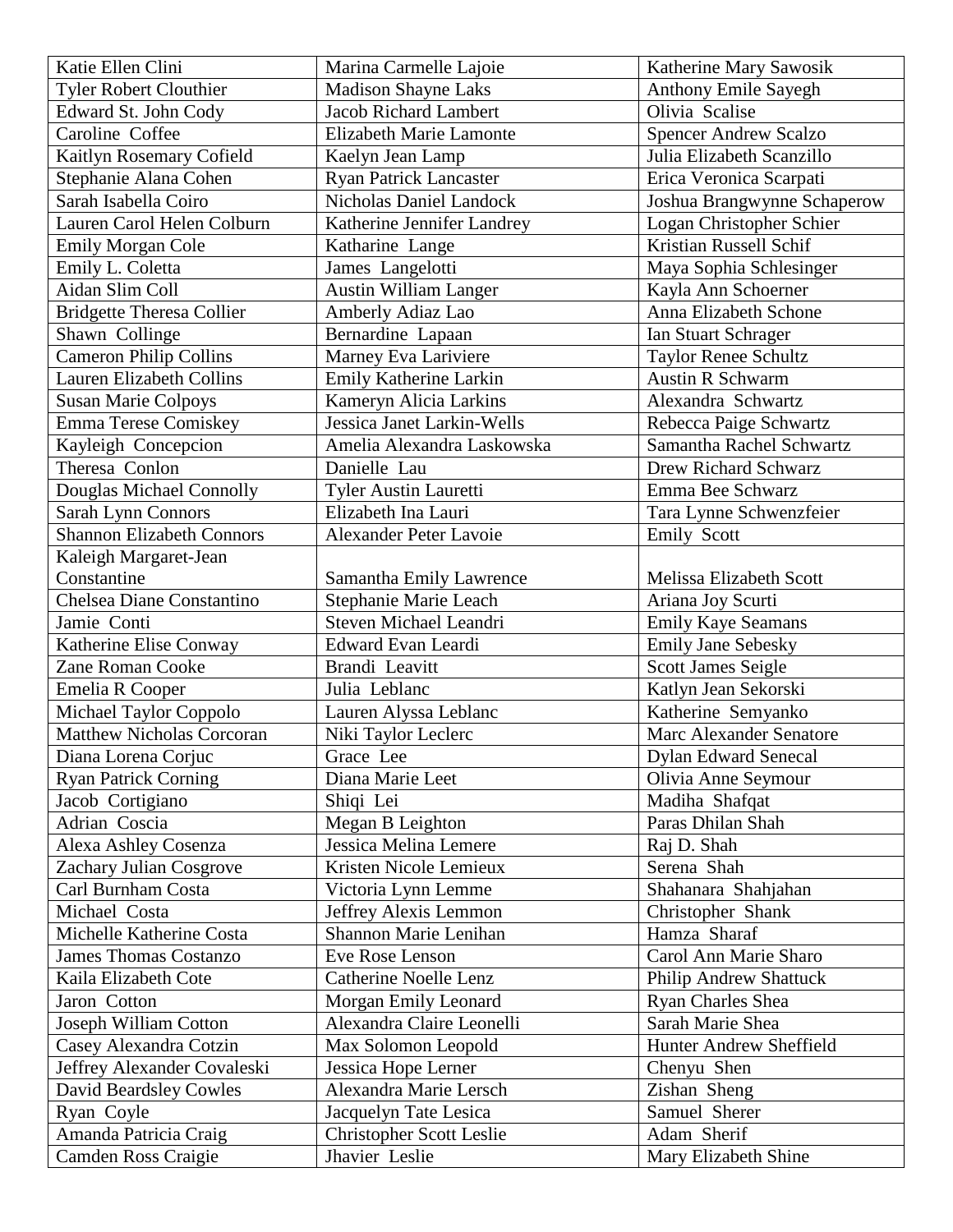| | | |
|---|---|---|
| Katie Ellen Clini | Marina Carmelle Lajoie | Katherine Mary Sawosik |
| Tyler Robert Clouthier | Madison Shayne Laks | Anthony Emile Sayegh |
| Edward St. John Cody | Jacob Richard Lambert | Olivia Scalise |
| Caroline Coffee | Elizabeth Marie Lamonte | Spencer Andrew Scalzo |
| Kaitlyn Rosemary Cofield | Kaelyn Jean Lamp | Julia Elizabeth Scanzillo |
| Stephanie Alana Cohen | Ryan Patrick Lancaster | Erica Veronica Scarpati |
| Sarah Isabella Coiro | Nicholas Daniel Landock | Joshua Brangwynne Schaperow |
| Lauren Carol Helen Colburn | Katherine Jennifer Landrey | Logan Christopher Schier |
| Emily Morgan Cole | Katharine Lange | Kristian Russell Schif |
| Emily L. Coletta | James Langelotti | Maya Sophia Schlesinger |
| Aidan Slim Coll | Austin William Langer | Kayla Ann Schoerner |
| Bridgette Theresa Collier | Amberly Adiaz Lao | Anna Elizabeth Schone |
| Shawn Collinge | Bernardine Lapaan | Ian Stuart Schrager |
| Cameron Philip Collins | Marney Eva Lariviere | Taylor Renee Schultz |
| Lauren Elizabeth Collins | Emily Katherine Larkin | Austin R Schwarm |
| Susan Marie Colpoys | Kameryn Alicia Larkins | Alexandra Schwartz |
| Emma Terese Comiskey | Jessica Janet Larkin-Wells | Rebecca Paige Schwartz |
| Kayleigh Concepcion | Amelia Alexandra Laskowska | Samantha Rachel Schwartz |
| Theresa Conlon | Danielle Lau | Drew Richard Schwarz |
| Douglas Michael Connolly | Tyler Austin Lauretti | Emma Bee Schwarz |
| Sarah Lynn Connors | Elizabeth Ina Lauri | Tara Lynne Schwenzfeier |
| Shannon Elizabeth Connors | Alexander Peter Lavoie | Emily Scott |
| Kaleigh Margaret-Jean Constantine | Samantha Emily Lawrence | Melissa Elizabeth Scott |
| Chelsea Diane Constantino | Stephanie Marie Leach | Ariana Joy Scurti |
| Jamie Conti | Steven Michael Leandri | Emily Kaye Seamans |
| Katherine Elise Conway | Edward Evan Leardi | Emily Jane Sebesky |
| Zane Roman Cooke | Brandi Leavitt | Scott James Seigle |
| Emelia R Cooper | Julia Leblanc | Katlyn Jean Sekorski |
| Michael Taylor Coppolo | Lauren Alyssa Leblanc | Katherine Semyanko |
| Matthew Nicholas Corcoran | Niki Taylor Leclerc | Marc Alexander Senatore |
| Diana Lorena Corjuc | Grace Lee | Dylan Edward Senecal |
| Ryan Patrick Corning | Diana Marie Leet | Olivia Anne Seymour |
| Jacob Cortigiano | Shiqi Lei | Madiha Shafqat |
| Adrian Coscia | Megan B Leighton | Paras Dhilan Shah |
| Alexa Ashley Cosenza | Jessica Melina Lemere | Raj D. Shah |
| Zachary Julian Cosgrove | Kristen Nicole Lemieux | Serena Shah |
| Carl Burnham Costa | Victoria Lynn Lemme | Shahanara Shahjahan |
| Michael Costa | Jeffrey Alexis Lemmon | Christopher Shank |
| Michelle Katherine Costa | Shannon Marie Lenihan | Hamza Sharaf |
| James Thomas Costanzo | Eve Rose Lenson | Carol Ann Marie Sharo |
| Kaila Elizabeth Cote | Catherine Noelle Lenz | Philip Andrew Shattuck |
| Jaron Cotton | Morgan Emily Leonard | Ryan Charles Shea |
| Joseph William Cotton | Alexandra Claire Leonelli | Sarah Marie Shea |
| Casey Alexandra Cotzin | Max Solomon Leopold | Hunter Andrew Sheffield |
| Jeffrey Alexander Covaleski | Jessica Hope Lerner | Chenyu Shen |
| David Beardsley Cowles | Alexandra Marie Lersch | Zishan Sheng |
| Ryan Coyle | Jacquelyn Tate Lesica | Samuel Sherer |
| Amanda Patricia Craig | Christopher Scott Leslie | Adam Sherif |
| Camden Ross Craigie | Jhavier Leslie | Mary Elizabeth Shine |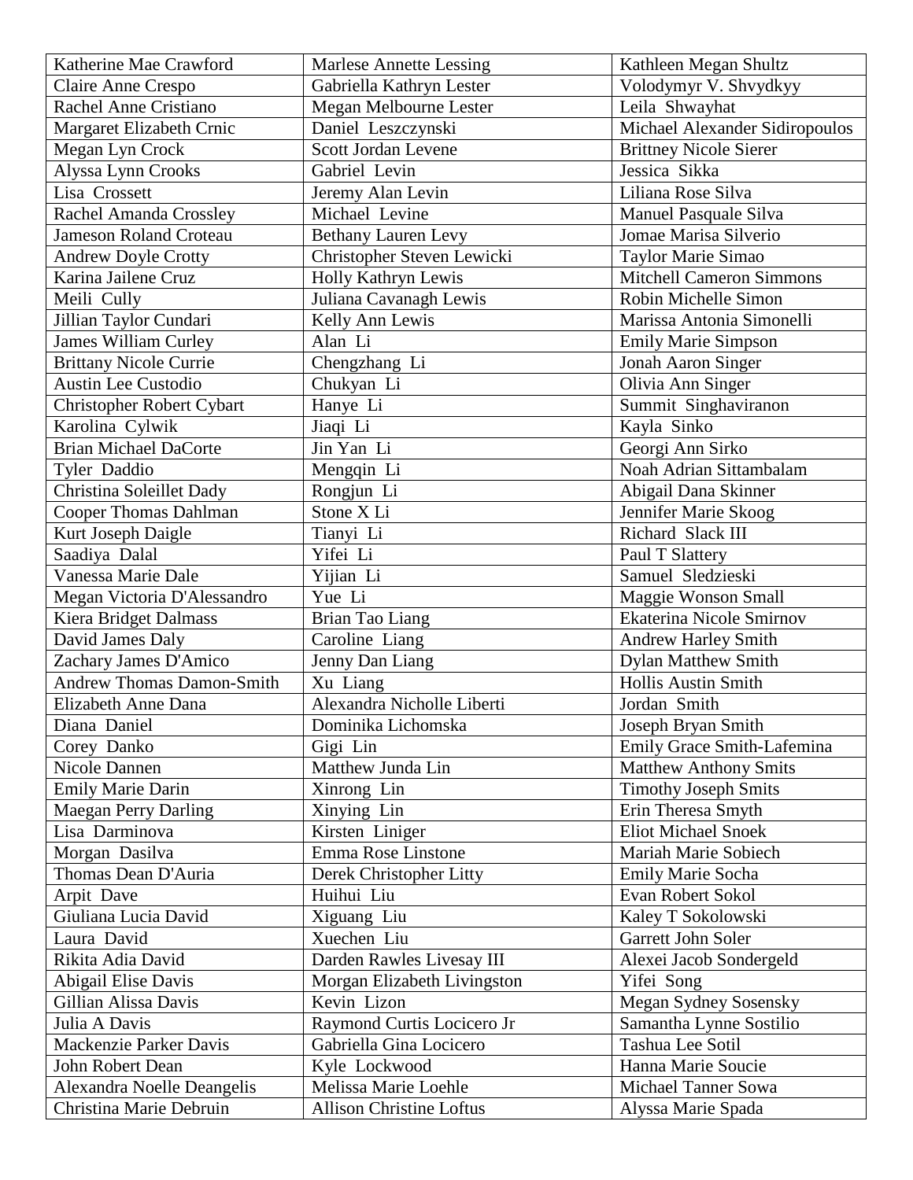| Katherine Mae Crawford | Marlese Annette Lessing | Kathleen Megan Shultz |
|---|---|---|
| Claire Anne Crespo | Gabriella Kathryn Lester | Volodymyr V. Shvydkyy |
| Rachel Anne Cristiano | Megan Melbourne Lester | Leila Shwayhat |
| Margaret Elizabeth Crnic | Daniel Leszczynski | Michael Alexander Sidiropoulos |
| Megan Lyn Crock | Scott Jordan Levene | Brittney Nicole Sierer |
| Alyssa Lynn Crooks | Gabriel Levin | Jessica Sikka |
| Lisa Crossett | Jeremy Alan Levin | Liliana Rose Silva |
| Rachel Amanda Crossley | Michael Levine | Manuel Pasquale Silva |
| Jameson Roland Croteau | Bethany Lauren Levy | Jomae Marisa Silverio |
| Andrew Doyle Crotty | Christopher Steven Lewicki | Taylor Marie Simao |
| Karina Jailene Cruz | Holly Kathryn Lewis | Mitchell Cameron Simmons |
| Meili Cully | Juliana Cavanagh Lewis | Robin Michelle Simon |
| Jillian Taylor Cundari | Kelly Ann Lewis | Marissa Antonia Simonelli |
| James William Curley | Alan Li | Emily Marie Simpson |
| Brittany Nicole Currie | Chengzhang Li | Jonah Aaron Singer |
| Austin Lee Custodio | Chukyan Li | Olivia Ann Singer |
| Christopher Robert Cybart | Hanye Li | Summit Singhaviranon |
| Karolina Cylwik | Jiaqi Li | Kayla Sinko |
| Brian Michael DaCorte | Jin Yan Li | Georgi Ann Sirko |
| Tyler Daddio | Mengqin Li | Noah Adrian Sittambalam |
| Christina Soleillet Dady | Rongjun Li | Abigail Dana Skinner |
| Cooper Thomas Dahlman | Stone X Li | Jennifer Marie Skoog |
| Kurt Joseph Daigle | Tianyi Li | Richard Slack III |
| Saadiya Dalal | Yifei Li | Paul T Slattery |
| Vanessa Marie Dale | Yijian Li | Samuel Sledzieski |
| Megan Victoria D'Alessandro | Yue Li | Maggie Wonson Small |
| Kiera Bridget Dalmass | Brian Tao Liang | Ekaterina Nicole Smirnov |
| David James Daly | Caroline Liang | Andrew Harley Smith |
| Zachary James D'Amico | Jenny Dan Liang | Dylan Matthew Smith |
| Andrew Thomas Damon-Smith | Xu Liang | Hollis Austin Smith |
| Elizabeth Anne Dana | Alexandra Nicholle Liberti | Jordan Smith |
| Diana Daniel | Dominika Lichomska | Joseph Bryan Smith |
| Corey Danko | Gigi Lin | Emily Grace Smith-Lafemina |
| Nicole Dannen | Matthew Junda Lin | Matthew Anthony Smits |
| Emily Marie Darin | Xinrong Lin | Timothy Joseph Smits |
| Maegan Perry Darling | Xinying Lin | Erin Theresa Smyth |
| Lisa Darminova | Kirsten Liniger | Eliot Michael Snoek |
| Morgan Dasilva | Emma Rose Linstone | Mariah Marie Sobiech |
| Thomas Dean D'Auria | Derek Christopher Litty | Emily Marie Socha |
| Arpit Dave | Huihui Liu | Evan Robert Sokol |
| Giuliana Lucia David | Xiguang Liu | Kaley T Sokolowski |
| Laura David | Xuechen Liu | Garrett John Soler |
| Rikita Adia David | Darden Rawles Livesay III | Alexei Jacob Sondergeld |
| Abigail Elise Davis | Morgan Elizabeth Livingston | Yifei Song |
| Gillian Alissa Davis | Kevin Lizon | Megan Sydney Sosensky |
| Julia A Davis | Raymond Curtis Locicero Jr | Samantha Lynne Sostilio |
| Mackenzie Parker Davis | Gabriella Gina Locicero | Tashua Lee Sotil |
| John Robert Dean | Kyle Lockwood | Hanna Marie Soucie |
| Alexandra Noelle Deangelis | Melissa Marie Loehle | Michael Tanner Sowa |
| Christina Marie Debruin | Allison Christine Loftus | Alyssa Marie Spada |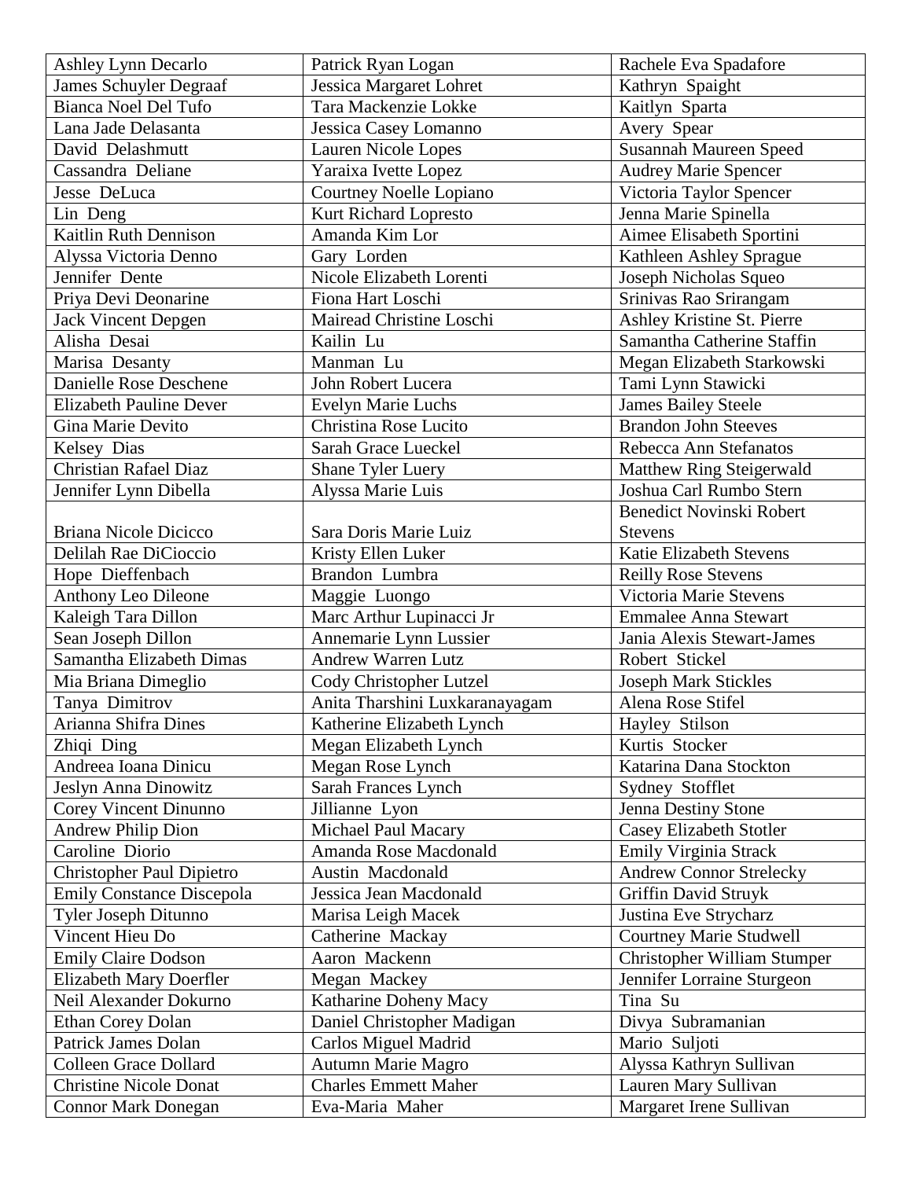| Ashley Lynn Decarlo | Patrick Ryan Logan | Rachele Eva Spadafore |
|---|---|---|
| James Schuyler Degraaf | Jessica Margaret Lohret | Kathryn Spaight |
| Bianca Noel Del Tufo | Tara Mackenzie Lokke | Kaitlyn Sparta |
| Lana Jade Delasanta | Jessica Casey Lomanno | Avery Spear |
| David Delashmutt | Lauren Nicole Lopes | Susannah Maureen Speed |
| Cassandra Deliane | Yaraixa Ivette Lopez | Audrey Marie Spencer |
| Jesse DeLuca | Courtney Noelle Lopiano | Victoria Taylor Spencer |
| Lin Deng | Kurt Richard Lopresto | Jenna Marie Spinella |
| Kaitlin Ruth Dennison | Amanda Kim Lor | Aimee Elisabeth Sportini |
| Alyssa Victoria Denno | Gary Lorden | Kathleen Ashley Sprague |
| Jennifer Dente | Nicole Elizabeth Lorenti | Joseph Nicholas Squeo |
| Priya Devi Deonarine | Fiona Hart Loschi | Srinivas Rao Srirangam |
| Jack Vincent Depgen | Mairead Christine Loschi | Ashley Kristine St. Pierre |
| Alisha Desai | Kailin Lu | Samantha Catherine Staffin |
| Marisa Desanty | Manman Lu | Megan Elizabeth Starkowski |
| Danielle Rose Deschene | John Robert Lucera | Tami Lynn Stawicki |
| Elizabeth Pauline Dever | Evelyn Marie Luchs | James Bailey Steele |
| Gina Marie Devito | Christina Rose Lucito | Brandon John Steeves |
| Kelsey Dias | Sarah Grace Lueckel | Rebecca Ann Stefanatos |
| Christian Rafael Diaz | Shane Tyler Luery | Matthew Ring Steigerwald |
| Jennifer Lynn Dibella | Alyssa Marie Luis | Joshua Carl Rumbo Stern |
| Briana Nicole Dicicco | Sara Doris Marie Luiz | Benedict Novinski Robert Stevens |
| Delilah Rae DiCioccio | Kristy Ellen Luker | Katie Elizabeth Stevens |
| Hope Dieffenbach | Brandon Lumbra | Reilly Rose Stevens |
| Anthony Leo Dileone | Maggie Luongo | Victoria Marie Stevens |
| Kaleigh Tara Dillon | Marc Arthur Lupinacci Jr | Emmalee Anna Stewart |
| Sean Joseph Dillon | Annemarie Lynn Lussier | Jania Alexis Stewart-James |
| Samantha Elizabeth Dimas | Andrew Warren Lutz | Robert Stickel |
| Mia Briana Dimeglio | Cody Christopher Lutzel | Joseph Mark Stickles |
| Tanya Dimitrov | Anita Tharshini Luxkaranayagam | Alena Rose Stifel |
| Arianna Shifra Dines | Katherine Elizabeth Lynch | Hayley Stilson |
| Zhiqi Ding | Megan Elizabeth Lynch | Kurtis Stocker |
| Andreea Ioana Dinicu | Megan Rose Lynch | Katarina Dana Stockton |
| Jeslyn Anna Dinowitz | Sarah Frances Lynch | Sydney Stofflet |
| Corey Vincent Dinunno | Jillianne Lyon | Jenna Destiny Stone |
| Andrew Philip Dion | Michael Paul Macary | Casey Elizabeth Stotler |
| Caroline Diorio | Amanda Rose Macdonald | Emily Virginia Strack |
| Christopher Paul Dipietro | Austin Macdonald | Andrew Connor Strelecky |
| Emily Constance Discepola | Jessica Jean Macdonald | Griffin David Struyk |
| Tyler Joseph Ditunno | Marisa Leigh Macek | Justina Eve Strycharz |
| Vincent Hieu Do | Catherine Mackay | Courtney Marie Studwell |
| Emily Claire Dodson | Aaron Mackenn | Christopher William Stumper |
| Elizabeth Mary Doerfler | Megan Mackey | Jennifer Lorraine Sturgeon |
| Neil Alexander Dokurno | Katharine Doheny Macy | Tina Su |
| Ethan Corey Dolan | Daniel Christopher Madigan | Divya Subramanian |
| Patrick James Dolan | Carlos Miguel Madrid | Mario Suljoti |
| Colleen Grace Dollard | Autumn Marie Magro | Alyssa Kathryn Sullivan |
| Christine Nicole Donat | Charles Emmett Maher | Lauren Mary Sullivan |
| Connor Mark Donegan | Eva-Maria Maher | Margaret Irene Sullivan |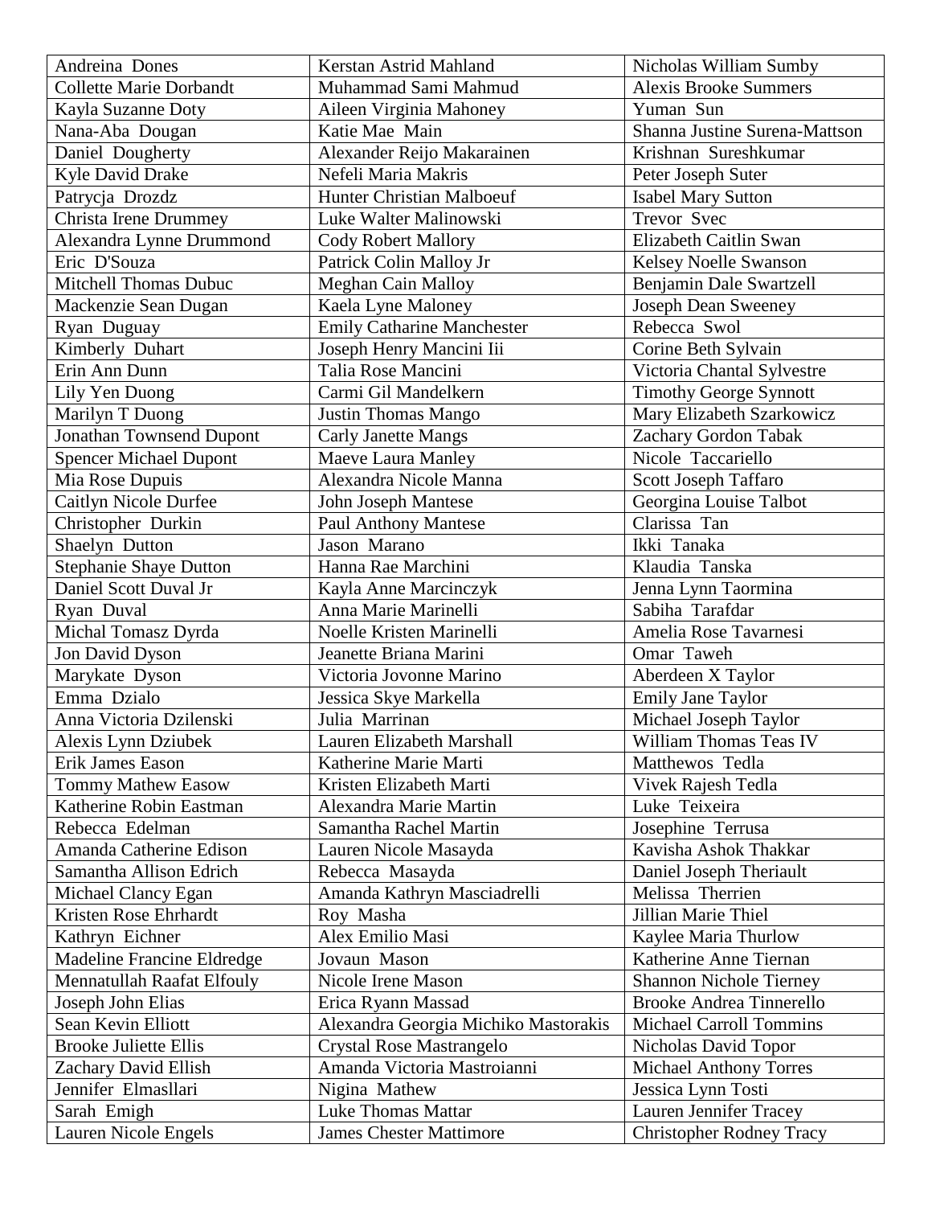| Andreina Dones | Kerstan Astrid Mahland | Nicholas William Sumby |
|---|---|---|
| Collette Marie Dorbandt | Muhammad Sami Mahmud | Alexis Brooke Summers |
| Kayla Suzanne Doty | Aileen Virginia Mahoney | Yuman Sun |
| Nana-Aba Dougan | Katie Mae Main | Shanna Justine Surena-Mattson |
| Daniel Dougherty | Alexander Reijo Makarainen | Krishnan Sureshkumar |
| Kyle David Drake | Nefeli Maria Makris | Peter Joseph Suter |
| Patrycja Drozdz | Hunter Christian Malboeuf | Isabel Mary Sutton |
| Christa Irene Drummey | Luke Walter Malinowski | Trevor Svec |
| Alexandra Lynne Drummond | Cody Robert Mallory | Elizabeth Caitlin Swan |
| Eric D'Souza | Patrick Colin Malloy Jr | Kelsey Noelle Swanson |
| Mitchell Thomas Dubuc | Meghan Cain Malloy | Benjamin Dale Swartzell |
| Mackenzie Sean Dugan | Kaela Lyne Maloney | Joseph Dean Sweeney |
| Ryan Duguay | Emily Catharine Manchester | Rebecca Swol |
| Kimberly Duhart | Joseph Henry Mancini Iii | Corine Beth Sylvain |
| Erin Ann Dunn | Talia Rose Mancini | Victoria Chantal Sylvestre |
| Lily Yen Duong | Carmi Gil Mandelkern | Timothy George Synnott |
| Marilyn T Duong | Justin Thomas Mango | Mary Elizabeth Szarkowicz |
| Jonathan Townsend Dupont | Carly Janette Mangs | Zachary Gordon Tabak |
| Spencer Michael Dupont | Maeve Laura Manley | Nicole Taccariello |
| Mia Rose Dupuis | Alexandra Nicole Manna | Scott Joseph Taffaro |
| Caitlyn Nicole Durfee | John Joseph Mantese | Georgina Louise Talbot |
| Christopher Durkin | Paul Anthony Mantese | Clarissa Tan |
| Shaelyn Dutton | Jason Marano | Ikki Tanaka |
| Stephanie Shaye Dutton | Hanna Rae Marchini | Klaudia Tanska |
| Daniel Scott Duval Jr | Kayla Anne Marcinczyk | Jenna Lynn Taormina |
| Ryan Duval | Anna Marie Marinelli | Sabiha Tarafdar |
| Michal Tomasz Dyrda | Noelle Kristen Marinelli | Amelia Rose Tavarnesi |
| Jon David Dyson | Jeanette Briana Marini | Omar Taweh |
| Marykate Dyson | Victoria Jovonne Marino | Aberdeen X Taylor |
| Emma Dzialo | Jessica Skye Markella | Emily Jane Taylor |
| Anna Victoria Dzilenski | Julia Marrinan | Michael Joseph Taylor |
| Alexis Lynn Dziubek | Lauren Elizabeth Marshall | William Thomas Teas IV |
| Erik James Eason | Katherine Marie Marti | Matthewos Tedla |
| Tommy Mathew Easow | Kristen Elizabeth Marti | Vivek Rajesh Tedla |
| Katherine Robin Eastman | Alexandra Marie Martin | Luke Teixeira |
| Rebecca Edelman | Samantha Rachel Martin | Josephine Terrusa |
| Amanda Catherine Edison | Lauren Nicole Masayda | Kavisha Ashok Thakkar |
| Samantha Allison Edrich | Rebecca Masayda | Daniel Joseph Theriault |
| Michael Clancy Egan | Amanda Kathryn Masciadrelli | Melissa Therrien |
| Kristen Rose Ehrhardt | Roy Masha | Jillian Marie Thiel |
| Kathryn Eichner | Alex Emilio Masi | Kaylee Maria Thurlow |
| Madeline Francine Eldredge | Jovaun Mason | Katherine Anne Tiernan |
| Mennatullah Raafat Elfouly | Nicole Irene Mason | Shannon Nichole Tierney |
| Joseph John Elias | Erica Ryann Massad | Brooke Andrea Tinnerello |
| Sean Kevin Elliott | Alexandra Georgia Michiko Mastorakis | Michael Carroll Tommins |
| Brooke Juliette Ellis | Crystal Rose Mastrangelo | Nicholas David Topor |
| Zachary David Ellish | Amanda Victoria Mastroianni | Michael Anthony Torres |
| Jennifer Elmasllari | Nigina Mathew | Jessica Lynn Tosti |
| Sarah Emigh | Luke Thomas Mattar | Lauren Jennifer Tracey |
| Lauren Nicole Engels | James Chester Mattimore | Christopher Rodney Tracy |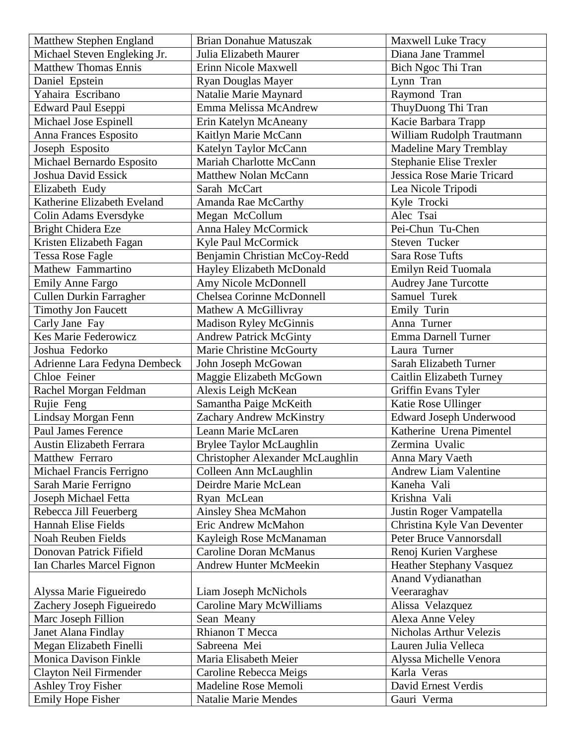| Matthew Stephen England | Brian Donahue Matuszak | Maxwell Luke Tracy |
|---|---|---|
| Michael Steven Engleking Jr. | Julia Elizabeth Maurer | Diana Jane Trammel |
| Matthew Thomas Ennis | Erinn Nicole Maxwell | Bich Ngoc Thi Tran |
| Daniel Epstein | Ryan Douglas Mayer | Lynn Tran |
| Yahaira Escribano | Natalie Marie Maynard | Raymond Tran |
| Edward Paul Eseppi | Emma Melissa McAndrew | ThuyDuong Thi Tran |
| Michael Jose Espinell | Erin Katelyn McAneany | Kacie Barbara Trapp |
| Anna Frances Esposito | Kaitlyn Marie McCann | William Rudolph Trautmann |
| Joseph Esposito | Katelyn Taylor McCann | Madeline Mary Tremblay |
| Michael Bernardo Esposito | Mariah Charlotte McCann | Stephanie Elise Trexler |
| Joshua David Essick | Matthew Nolan McCann | Jessica Rose Marie Tricard |
| Elizabeth Eudy | Sarah McCart | Lea Nicole Tripodi |
| Katherine Elizabeth Eveland | Amanda Rae McCarthy | Kyle Trocki |
| Colin Adams Eversdyke | Megan McCollum | Alec Tsai |
| Bright Chidera Eze | Anna Haley McCormick | Pei-Chun Tu-Chen |
| Kristen Elizabeth Fagan | Kyle Paul McCormick | Steven Tucker |
| Tessa Rose Fagle | Benjamin Christian McCoy-Redd | Sara Rose Tufts |
| Mathew Fammartino | Hayley Elizabeth McDonald | Emilyn Reid Tuomala |
| Emily Anne Fargo | Amy Nicole McDonnell | Audrey Jane Turcotte |
| Cullen Durkin Farragher | Chelsea Corinne McDonnell | Samuel Turek |
| Timothy Jon Faucett | Mathew A McGillivray | Emily Turin |
| Carly Jane Fay | Madison Ryley McGinnis | Anna Turner |
| Kes Marie Federowicz | Andrew Patrick McGinty | Emma Darnell Turner |
| Joshua Fedorko | Marie Christine McGourty | Laura Turner |
| Adrienne Lara Fedyna Dembeck | John Joseph McGowan | Sarah Elizabeth Turner |
| Chloe Feiner | Maggie Elizabeth McGown | Caitlin Elizabeth Turney |
| Rachel Morgan Feldman | Alexis Leigh McKean | Griffin Evans Tyler |
| Rujie Feng | Samantha Paige McKeith | Katie Rose Ullinger |
| Lindsay Morgan Fenn | Zachary Andrew McKinstry | Edward Joseph Underwood |
| Paul James Ference | Leann Marie McLaren | Katherine Urena Pimentel |
| Austin Elizabeth Ferrara | Brylee Taylor McLaughlin | Zermina Uvalic |
| Matthew Ferraro | Christopher Alexander McLaughlin | Anna Mary Vaeth |
| Michael Francis Ferrigno | Colleen Ann McLaughlin | Andrew Liam Valentine |
| Sarah Marie Ferrigno | Deirdre Marie McLean | Kaneha Vali |
| Joseph Michael Fetta | Ryan McLean | Krishna Vali |
| Rebecca Jill Feuerberg | Ainsley Shea McMahon | Justin Roger Vampatella |
| Hannah Elise Fields | Eric Andrew McMahon | Christina Kyle Van Deventer |
| Noah Reuben Fields | Kayleigh Rose McManaman | Peter Bruce Vannorsdall |
| Donovan Patrick Fifield | Caroline Doran McManus | Renoj Kurien Varghese |
| Ian Charles Marcel Fignon | Andrew Hunter McMeekin | Heather Stephany Vasquez |
| Alyssa Marie Figueiredo | Liam Joseph McNichols | Anand Vydianathan Veeraraghav |
| Zachery Joseph Figueiredo | Caroline Mary McWilliams | Alissa Velazquez |
| Marc Joseph Fillion | Sean Meany | Alexa Anne Veley |
| Janet Alana Findlay | Rhianon T Mecca | Nicholas Arthur Velezis |
| Megan Elizabeth Finelli | Sabreena Mei | Lauren Julia Velleca |
| Monica Davison Finkle | Maria Elisabeth Meier | Alyssa Michelle Venora |
| Clayton Neil Firmender | Caroline Rebecca Meigs | Karla Veras |
| Ashley Troy Fisher | Madeline Rose Memoli | David Ernest Verdis |
| Emily Hope Fisher | Natalie Marie Mendes | Gauri Verma |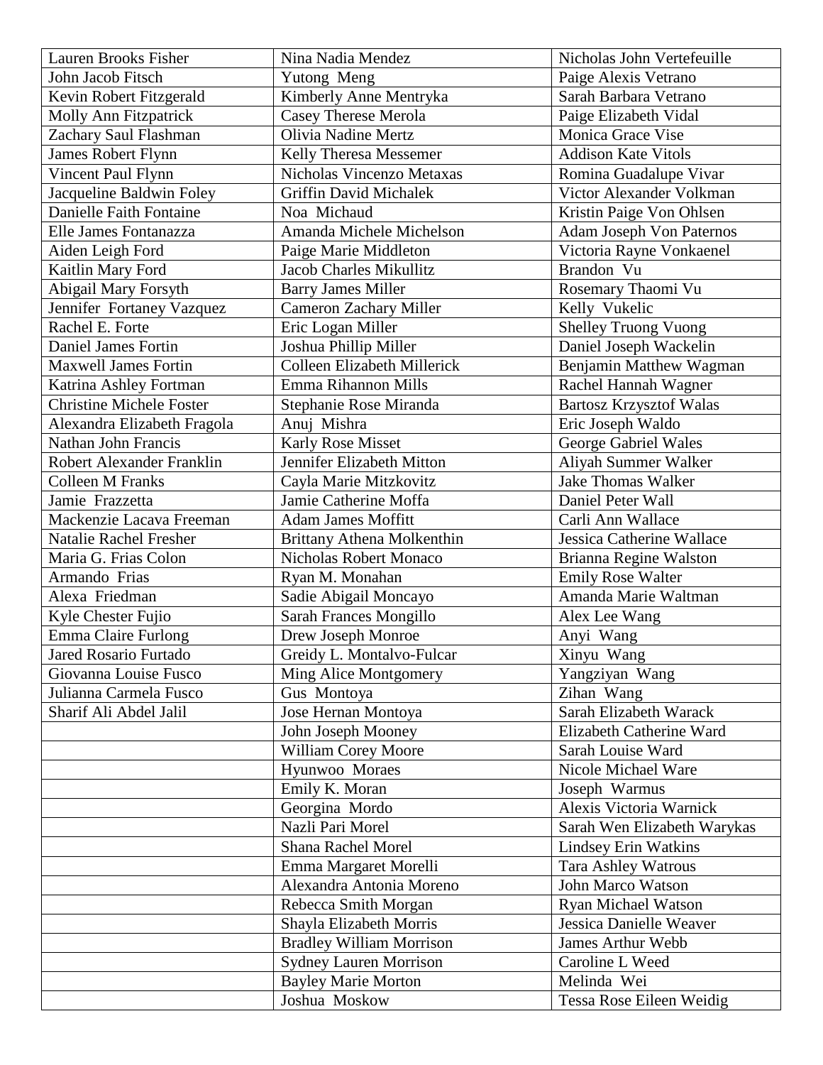| | | |
|---|---|---|
| Lauren Brooks Fisher | Nina Nadia Mendez | Nicholas John Vertefeuille |
| John Jacob Fitsch | Yutong Meng | Paige Alexis Vetrano |
| Kevin Robert Fitzgerald | Kimberly Anne Mentryka | Sarah Barbara Vetrano |
| Molly Ann Fitzpatrick | Casey Therese Merola | Paige Elizabeth Vidal |
| Zachary Saul Flashman | Olivia Nadine Mertz | Monica Grace Vise |
| James Robert Flynn | Kelly Theresa Messemer | Addison Kate Vitols |
| Vincent Paul Flynn | Nicholas Vincenzo Metaxas | Romina Guadalupe Vivar |
| Jacqueline Baldwin Foley | Griffin David Michalek | Victor Alexander Volkman |
| Danielle Faith Fontaine | Noa Michaud | Kristin Paige Von Ohlsen |
| Elle James Fontanazza | Amanda Michele Michelson | Adam Joseph Von Paternos |
| Aiden Leigh Ford | Paige Marie Middleton | Victoria Rayne Vonkaenel |
| Kaitlin Mary Ford | Jacob Charles Mikullitz | Brandon Vu |
| Abigail Mary Forsyth | Barry James Miller | Rosemary Thaomi Vu |
| Jennifer Fortaney Vazquez | Cameron Zachary Miller | Kelly Vukelic |
| Rachel E. Forte | Eric Logan Miller | Shelley Truong Vuong |
| Daniel James Fortin | Joshua Phillip Miller | Daniel Joseph Wackelin |
| Maxwell James Fortin | Colleen Elizabeth Millerick | Benjamin Matthew Wagman |
| Katrina Ashley Fortman | Emma Rihannon Mills | Rachel Hannah Wagner |
| Christine Michele Foster | Stephanie Rose Miranda | Bartosz Krzysztof Walas |
| Alexandra Elizabeth Fragola | Anuj Mishra | Eric Joseph Waldo |
| Nathan John Francis | Karly Rose Misset | George Gabriel Wales |
| Robert Alexander Franklin | Jennifer Elizabeth Mitton | Aliyah Summer Walker |
| Colleen M Franks | Cayla Marie Mitzkovitz | Jake Thomas Walker |
| Jamie Frazzetta | Jamie Catherine Moffa | Daniel Peter Wall |
| Mackenzie Lacava Freeman | Adam James Moffitt | Carli Ann Wallace |
| Natalie Rachel Fresher | Brittany Athena Molkenthin | Jessica Catherine Wallace |
| Maria G. Frias Colon | Nicholas Robert Monaco | Brianna Regine Walston |
| Armando Frias | Ryan M. Monahan | Emily Rose Walter |
| Alexa Friedman | Sadie Abigail Moncayo | Amanda Marie Waltman |
| Kyle Chester Fujio | Sarah Frances Mongillo | Alex Lee Wang |
| Emma Claire Furlong | Drew Joseph Monroe | Anyi Wang |
| Jared Rosario Furtado | Greidy L. Montalvo-Fulcar | Xinyu Wang |
| Giovanna Louise Fusco | Ming Alice Montgomery | Yangziyan Wang |
| Julianna Carmela Fusco | Gus Montoya | Zihan Wang |
| Sharif Ali Abdel Jalil | Jose Hernan Montoya | Sarah Elizabeth Warack |
| | John Joseph Mooney | Elizabeth Catherine Ward |
| | William Corey Moore | Sarah Louise Ward |
| | Hyunwoo Moraes | Nicole Michael Ware |
| | Emily K. Moran | Joseph Warmus |
| | Georgina Mordo | Alexis Victoria Warnick |
| | Nazli Pari Morel | Sarah Wen Elizabeth Warykas |
| | Shana Rachel Morel | Lindsey Erin Watkins |
| | Emma Margaret Morelli | Tara Ashley Watrous |
| | Alexandra Antonia Moreno | John Marco Watson |
| | Rebecca Smith Morgan | Ryan Michael Watson |
| | Shayla Elizabeth Morris | Jessica Danielle Weaver |
| | Bradley William Morrison | James Arthur Webb |
| | Sydney Lauren Morrison | Caroline L Weed |
| | Bayley Marie Morton | Melinda Wei |
| | Joshua Moskow | Tessa Rose Eileen Weidig |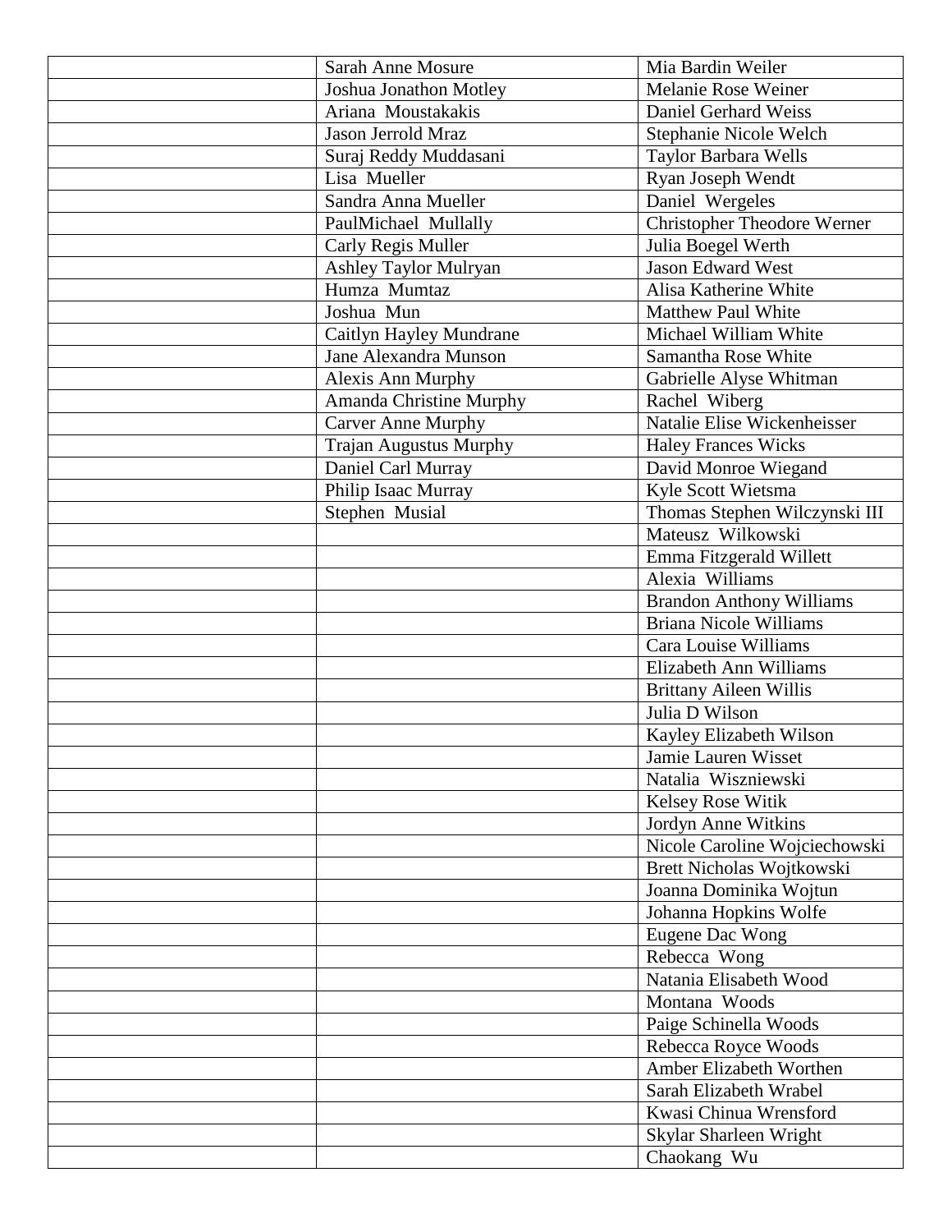| | | |
|---|---|---|
| | Sarah Anne Mosure | Mia Bardin Weiler |
| | Joshua Jonathon Motley | Melanie Rose Weiner |
| | Ariana  Moustakakis | Daniel Gerhard Weiss |
| | Jason Jerrold Mraz | Stephanie Nicole Welch |
| | Suraj Reddy Muddasani | Taylor Barbara Wells |
| | Lisa  Mueller | Ryan Joseph Wendt |
| | Sandra Anna Mueller | Daniel  Wergeles |
| | PaulMichael  Mullally | Christopher Theodore Werner |
| | Carly Regis Muller | Julia Boegel Werth |
| | Ashley Taylor Mulryan | Jason Edward West |
| | Humza  Mumtaz | Alisa Katherine White |
| | Joshua  Mun | Matthew Paul White |
| | Caitlyn Hayley Mundrane | Michael William White |
| | Jane Alexandra Munson | Samantha Rose White |
| | Alexis Ann Murphy | Gabrielle Alyse Whitman |
| | Amanda Christine Murphy | Rachel  Wiberg |
| | Carver Anne Murphy | Natalie Elise Wickenheisser |
| | Trajan Augustus Murphy | Haley Frances Wicks |
| | Daniel Carl Murray | David Monroe Wiegand |
| | Philip Isaac Murray | Kyle Scott Wietsma |
| | Stephen  Musial | Thomas Stephen Wilczynski III |
| | | Mateusz  Wilkowski |
| | | Emma Fitzgerald Willett |
| | | Alexia  Williams |
| | | Brandon Anthony Williams |
| | | Briana Nicole Williams |
| | | Cara Louise Williams |
| | | Elizabeth Ann Williams |
| | | Brittany Aileen Willis |
| | | Julia D Wilson |
| | | Kayley Elizabeth Wilson |
| | | Jamie Lauren Wisset |
| | | Natalia  Wiszniewski |
| | | Kelsey Rose Witik |
| | | Jordyn Anne Witkins |
| | | Nicole Caroline Wojciechowski |
| | | Brett Nicholas Wojtkowski |
| | | Joanna Dominika Wojtun |
| | | Johanna Hopkins Wolfe |
| | | Eugene Dac Wong |
| | | Rebecca  Wong |
| | | Natania Elisabeth Wood |
| | | Montana  Woods |
| | | Paige Schinella Woods |
| | | Rebecca Royce Woods |
| | | Amber Elizabeth Worthen |
| | | Sarah Elizabeth Wrabel |
| | | Kwasi Chinua Wrensford |
| | | Skylar Sharleen Wright |
| | | Chaokang  Wu |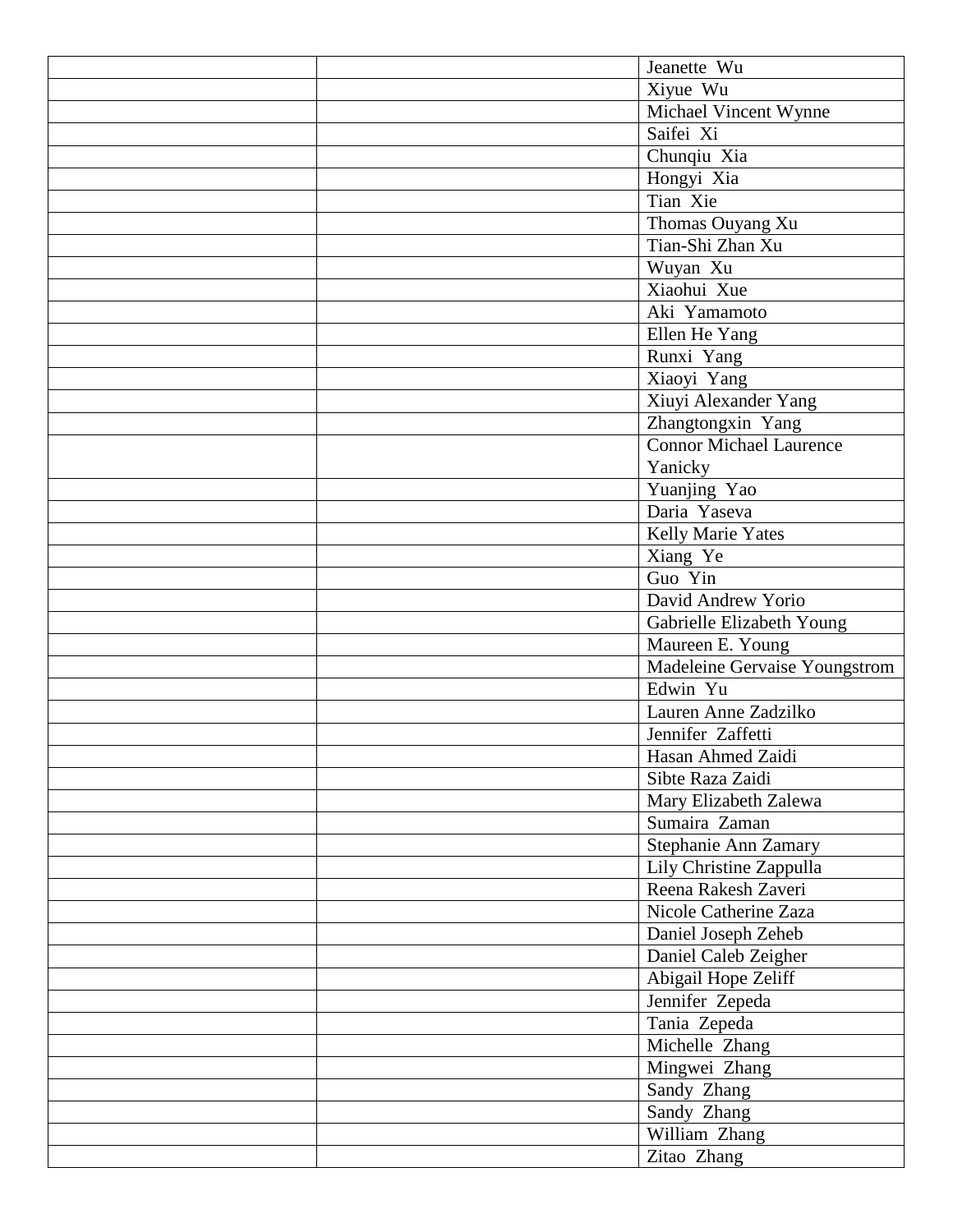| | | |
|---|---|---|
| | | Jeanette Wu |
| | | Xiyue Wu |
| | | Michael Vincent Wynne |
| | | Saifei Xi |
| | | Chunqiu Xia |
| | | Hongyi Xia |
| | | Tian Xie |
| | | Thomas Ouyang Xu |
| | | Tian-Shi Zhan Xu |
| | | Wuyan Xu |
| | | Xiaohui Xue |
| | | Aki Yamamoto |
| | | Ellen He Yang |
| | | Runxi Yang |
| | | Xiaoyi Yang |
| | | Xiuyi Alexander Yang |
| | | Zhangtongxin Yang |
| | | Connor Michael Laurence Yanicky |
| | | Yuanjing Yao |
| | | Daria Yaseva |
| | | Kelly Marie Yates |
| | | Xiang Ye |
| | | Guo Yin |
| | | David Andrew Yorio |
| | | Gabrielle Elizabeth Young |
| | | Maureen E. Young |
| | | Madeleine Gervaise Youngstrom |
| | | Edwin Yu |
| | | Lauren Anne Zadzilko |
| | | Jennifer Zaffetti |
| | | Hasan Ahmed Zaidi |
| | | Sibte Raza Zaidi |
| | | Mary Elizabeth Zalewa |
| | | Sumaira Zaman |
| | | Stephanie Ann Zamary |
| | | Lily Christine Zappulla |
| | | Reena Rakesh Zaveri |
| | | Nicole Catherine Zaza |
| | | Daniel Joseph Zeheb |
| | | Daniel Caleb Zeigher |
| | | Abigail Hope Zeliff |
| | | Jennifer Zepeda |
| | | Tania Zepeda |
| | | Michelle Zhang |
| | | Mingwei Zhang |
| | | Sandy Zhang |
| | | Sandy Zhang |
| | | William Zhang |
| | | Zitao Zhang |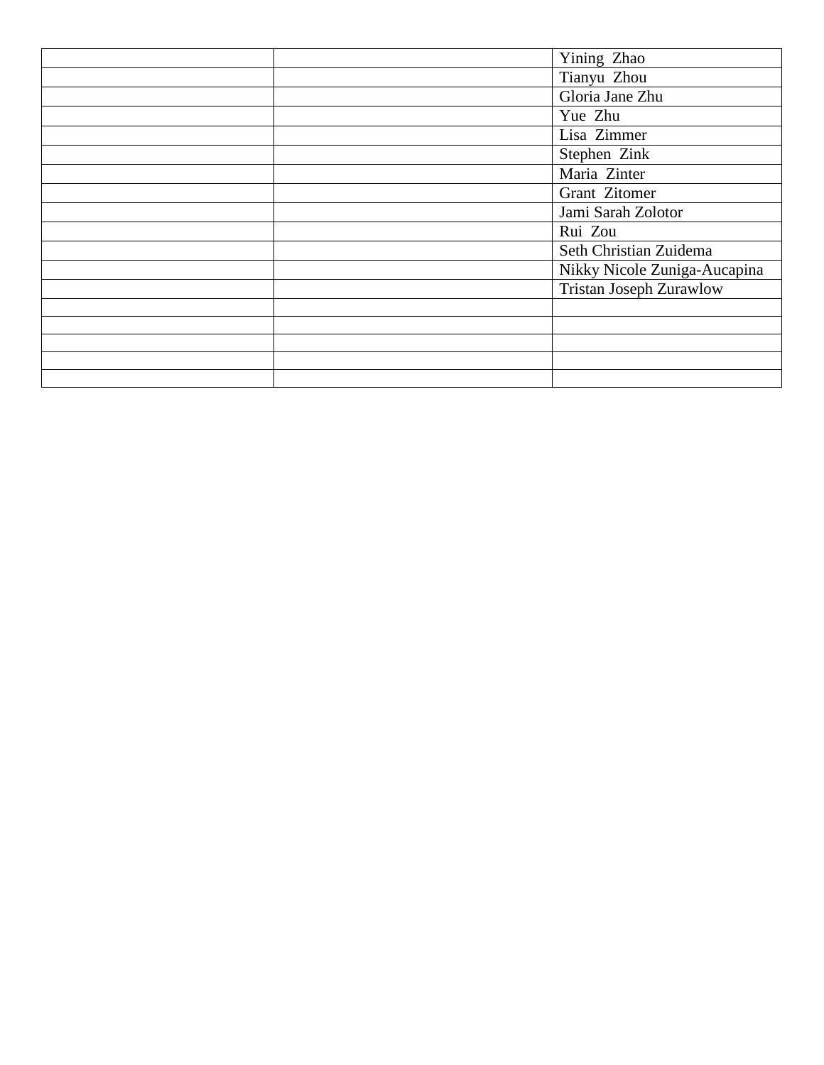| | | |
|---|---|---|
| | | Yining Zhao |
| | | Tianyu Zhou |
| | | Gloria Jane Zhu |
| | | Yue Zhu |
| | | Lisa Zimmer |
| | | Stephen Zink |
| | | Maria Zinter |
| | | Grant Zitomer |
| | | Jami Sarah Zolotor |
| | | Rui Zou |
| | | Seth Christian Zuidema |
| | | Nikky Nicole Zuniga-Aucapina |
| | | Tristan Joseph Zurawlow |
| | | |
| | | |
| | | |
| | | |
| | | |